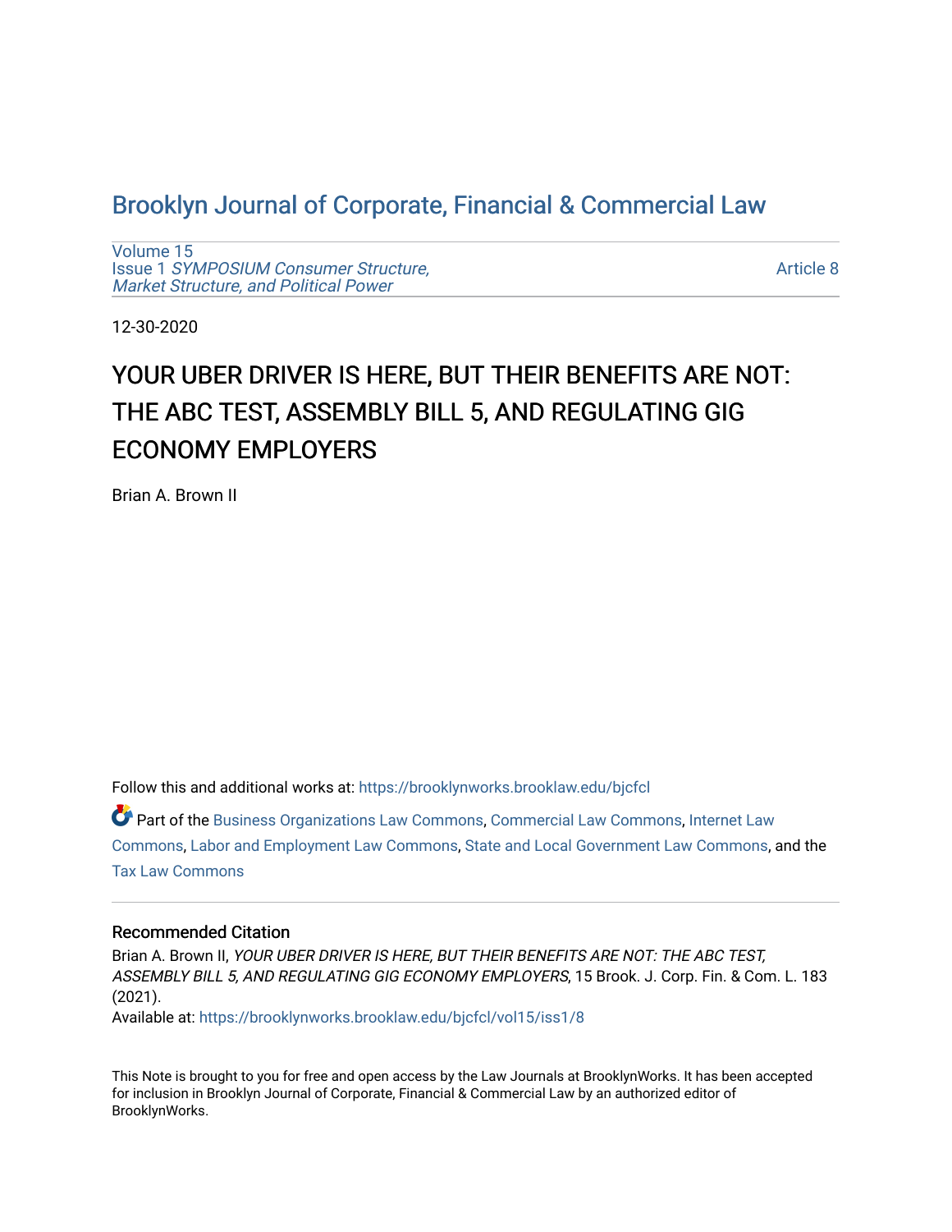# Brooklyn Journal of Corporate, Financial & Commercial Law

Volume 15
Issue 1 *SYMPOSIUM Consumer Structure, Market Structure, and Political Power*

Article 8

12-30-2020

## YOUR UBER DRIVER IS HERE, BUT THEIR BENEFITS ARE NOT: THE ABC TEST, ASSEMBLY BILL 5, AND REGULATING GIG ECONOMY EMPLOYERS

Brian A. Brown II

Follow this and additional works at: https://brooklynworks.brooklaw.edu/bjcfcl

Part of the Business Organizations Law Commons, Commercial Law Commons, Internet Law Commons, Labor and Employment Law Commons, State and Local Government Law Commons, and the Tax Law Commons

### Recommended Citation

Brian A. Brown II, *YOUR UBER DRIVER IS HERE, BUT THEIR BENEFITS ARE NOT: THE ABC TEST, ASSEMBLY BILL 5, AND REGULATING GIG ECONOMY EMPLOYERS*, 15 Brook. J. Corp. Fin. & Com. L. 183 (2021).
Available at: https://brooklynworks.brooklaw.edu/bjcfcl/vol15/iss1/8

This Note is brought to you for free and open access by the Law Journals at BrooklynWorks. It has been accepted for inclusion in Brooklyn Journal of Corporate, Financial & Commercial Law by an authorized editor of BrooklynWorks.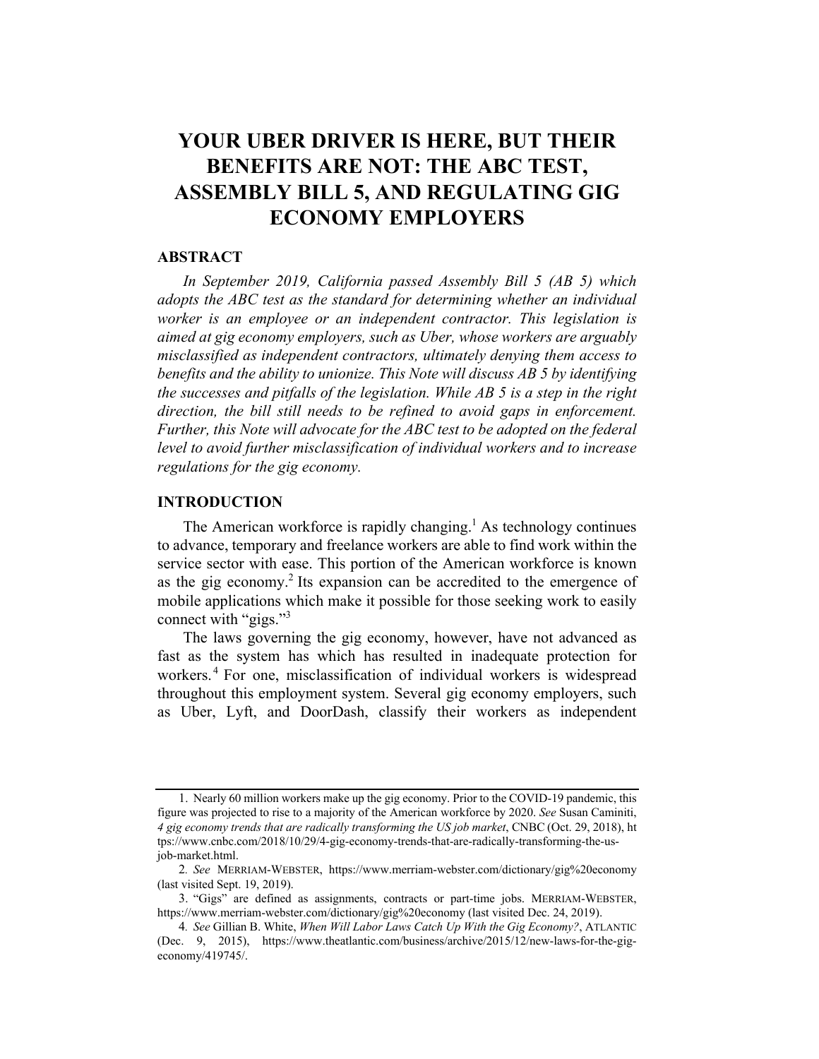# YOUR UBER DRIVER IS HERE, BUT THEIR BENEFITS ARE NOT: THE ABC TEST, ASSEMBLY BILL 5, AND REGULATING GIG ECONOMY EMPLOYERS

## ABSTRACT

*In September 2019, California passed Assembly Bill 5 (AB 5) which adopts the ABC test as the standard for determining whether an individual worker is an employee or an independent contractor. This legislation is aimed at gig economy employers, such as Uber, whose workers are arguably misclassified as independent contractors, ultimately denying them access to benefits and the ability to unionize. This Note will discuss AB 5 by identifying the successes and pitfalls of the legislation. While AB 5 is a step in the right direction, the bill still needs to be refined to avoid gaps in enforcement. Further, this Note will advocate for the ABC test to be adopted on the federal level to avoid further misclassification of individual workers and to increase regulations for the gig economy.*

## INTRODUCTION

The American workforce is rapidly changing.[1] As technology continues to advance, temporary and freelance workers are able to find work within the service sector with ease. This portion of the American workforce is known as the gig economy.[2] Its expansion can be accredited to the emergence of mobile applications which make it possible for those seeking work to easily connect with "gigs."[3]

The laws governing the gig economy, however, have not advanced as fast as the system has which has resulted in inadequate protection for workers.[4] For one, misclassification of individual workers is widespread throughout this employment system. Several gig economy employers, such as Uber, Lyft, and DoorDash, classify their workers as independent

---

1. Nearly 60 million workers make up the gig economy. Prior to the COVID-19 pandemic, this figure was projected to rise to a majority of the American workforce by 2020. *See* Susan Caminiti, *4 gig economy trends that are radically transforming the US job market*, CNBC (Oct. 29, 2018), https://www.cnbc.com/2018/10/29/4-gig-economy-trends-that-are-radically-transforming-the-us-job-market.html.

2. *See* MERRIAM-WEBSTER, https://www.merriam-webster.com/dictionary/gig%20economy (last visited Sept. 19, 2019).

3. "Gigs" are defined as assignments, contracts or part-time jobs. MERRIAM-WEBSTER, https://www.merriam-webster.com/dictionary/gig%20economy (last visited Dec. 24, 2019).

4. *See* Gillian B. White, *When Will Labor Laws Catch Up With the Gig Economy?*, ATLANTIC (Dec. 9, 2015), https://www.theatlantic.com/business/archive/2015/12/new-laws-for-the-gig-economy/419745/.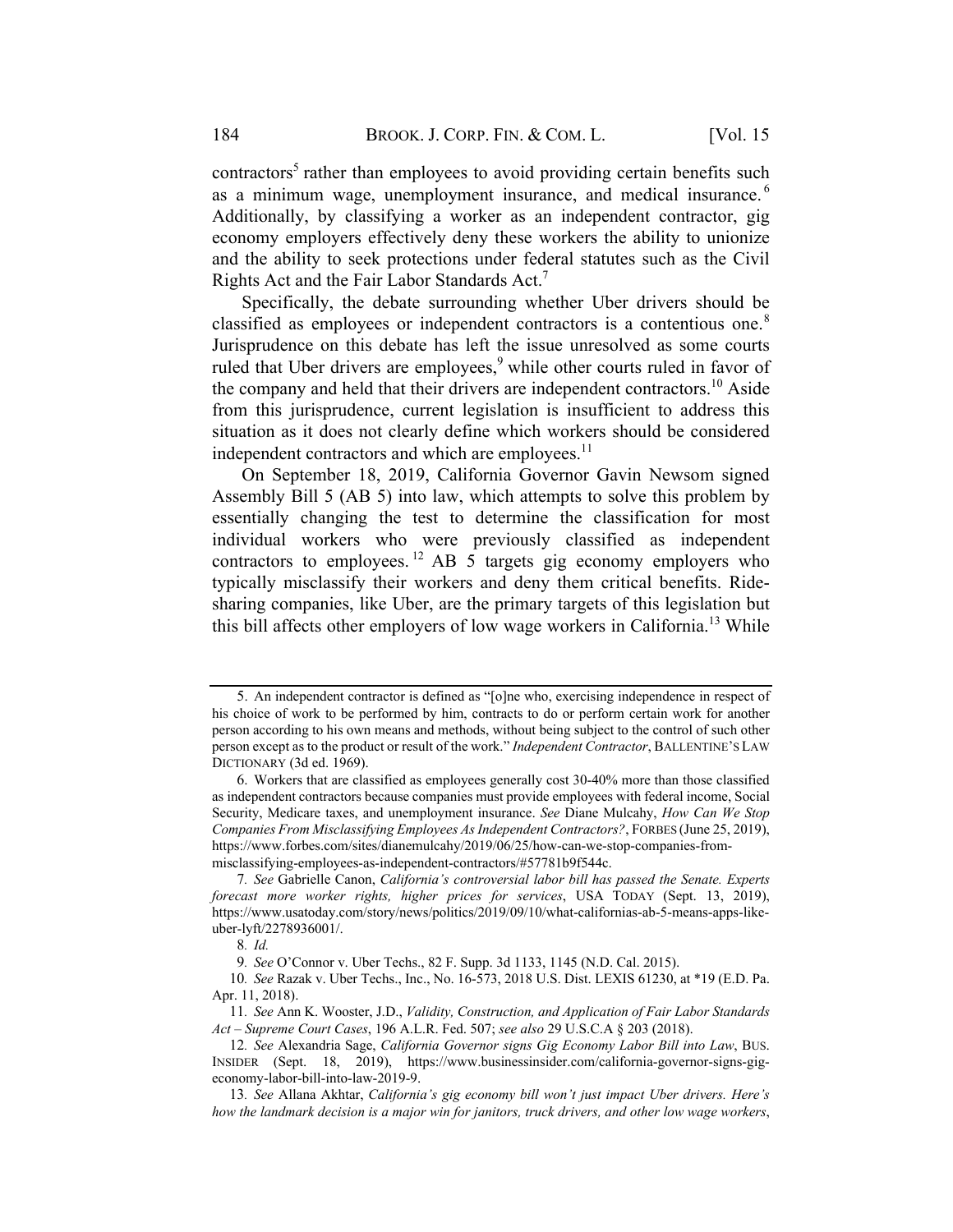contractors[5] rather than employees to avoid providing certain benefits such as a minimum wage, unemployment insurance, and medical insurance.[6] Additionally, by classifying a worker as an independent contractor, gig economy employers effectively deny these workers the ability to unionize and the ability to seek protections under federal statutes such as the Civil Rights Act and the Fair Labor Standards Act.[7]

Specifically, the debate surrounding whether Uber drivers should be classified as employees or independent contractors is a contentious one.[8] Jurisprudence on this debate has left the issue unresolved as some courts ruled that Uber drivers are employees,[9] while other courts ruled in favor of the company and held that their drivers are independent contractors.[10] Aside from this jurisprudence, current legislation is insufficient to address this situation as it does not clearly define which workers should be considered independent contractors and which are employees.[11]

On September 18, 2019, California Governor Gavin Newsom signed Assembly Bill 5 (AB 5) into law, which attempts to solve this problem by essentially changing the test to determine the classification for most individual workers who were previously classified as independent contractors to employees.[12] AB 5 targets gig economy employers who typically misclassify their workers and deny them critical benefits. Ride-sharing companies, like Uber, are the primary targets of this legislation but this bill affects other employers of low wage workers in California.[13] While

---

5. An independent contractor is defined as "[o]ne who, exercising independence in respect of his choice of work to be performed by him, contracts to do or perform certain work for another person according to his own means and methods, without being subject to the control of such other person except as to the product or result of the work." *Independent Contractor*, BALLENTINE'S LAW DICTIONARY (3d ed. 1969).

6. Workers that are classified as employees generally cost 30-40% more than those classified as independent contractors because companies must provide employees with federal income, Social Security, Medicare taxes, and unemployment insurance. *See* Diane Mulcahy, *How Can We Stop Companies From Misclassifying Employees As Independent Contractors?*, FORBES (June 25, 2019), https://www.forbes.com/sites/dianemulcahy/2019/06/25/how-can-we-stop-companies-from-misclassifying-employees-as-independent-contractors/#57781b9f544c.

7. *See* Gabrielle Canon, *California's controversial labor bill has passed the Senate. Experts forecast more worker rights, higher prices for services*, USA TODAY (Sept. 13, 2019), https://www.usatoday.com/story/news/politics/2019/09/10/what-californias-ab-5-means-apps-like-uber-lyft/2278936001/.

8. *Id.*

9. *See* O'Connor v. Uber Techs., 82 F. Supp. 3d 1133, 1145 (N.D. Cal. 2015).

10. *See* Razak v. Uber Techs., Inc., No. 16-573, 2018 U.S. Dist. LEXIS 61230, at *19 (E.D. Pa. Apr. 11, 2018).

11. *See* Ann K. Wooster, J.D., *Validity, Construction, and Application of Fair Labor Standards Act – Supreme Court Cases*, 196 A.L.R. Fed. 507; *see also* 29 U.S.C.A § 203 (2018).

12. *See* Alexandria Sage, *California Governor signs Gig Economy Labor Bill into Law*, BUS. INSIDER (Sept. 18, 2019), https://www.businessinsider.com/california-governor-signs-gig-economy-labor-bill-into-law-2019-9.

13. *See* Allana Akhtar, *California's gig economy bill won't just impact Uber drivers. Here's how the landmark decision is a major win for janitors, truck drivers, and other low wage workers*,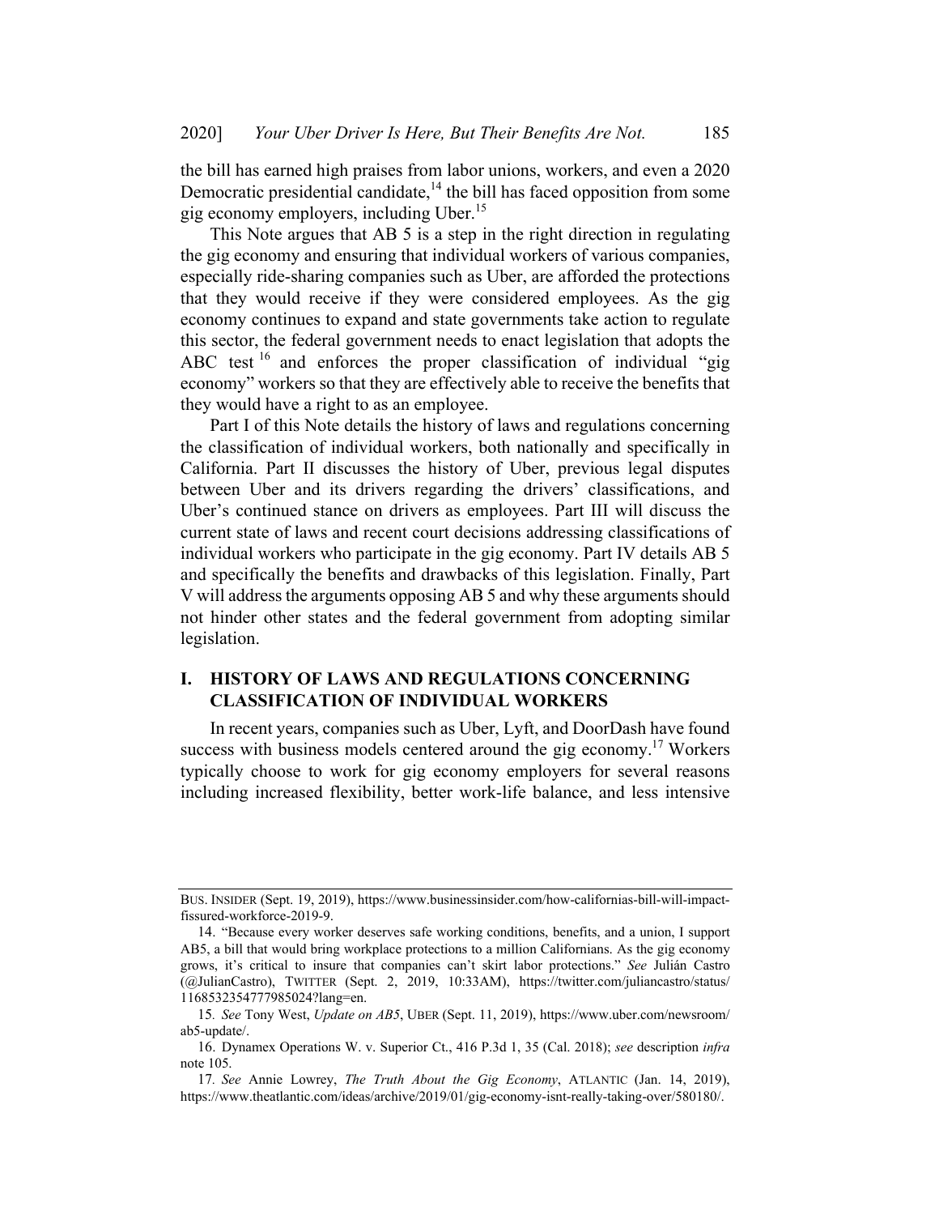the bill has earned high praises from labor unions, workers, and even a 2020 Democratic presidential candidate,[14] the bill has faced opposition from some gig economy employers, including Uber.[15]

This Note argues that AB 5 is a step in the right direction in regulating the gig economy and ensuring that individual workers of various companies, especially ride-sharing companies such as Uber, are afforded the protections that they would receive if they were considered employees. As the gig economy continues to expand and state governments take action to regulate this sector, the federal government needs to enact legislation that adopts the ABC test [16] and enforces the proper classification of individual "gig economy" workers so that they are effectively able to receive the benefits that they would have a right to as an employee.

Part I of this Note details the history of laws and regulations concerning the classification of individual workers, both nationally and specifically in California. Part II discusses the history of Uber, previous legal disputes between Uber and its drivers regarding the drivers' classifications, and Uber's continued stance on drivers as employees. Part III will discuss the current state of laws and recent court decisions addressing classifications of individual workers who participate in the gig economy. Part IV details AB 5 and specifically the benefits and drawbacks of this legislation. Finally, Part V will address the arguments opposing AB 5 and why these arguments should not hinder other states and the federal government from adopting similar legislation.

## I. HISTORY OF LAWS AND REGULATIONS CONCERNING CLASSIFICATION OF INDIVIDUAL WORKERS

In recent years, companies such as Uber, Lyft, and DoorDash have found success with business models centered around the gig economy.[17] Workers typically choose to work for gig economy employers for several reasons including increased flexibility, better work-life balance, and less intensive

---

BUS. INSIDER (Sept. 19, 2019), https://www.businessinsider.com/how-californias-bill-will-impact-fissured-workforce-2019-9.

14. "Because every worker deserves safe working conditions, benefits, and a union, I support AB5, a bill that would bring workplace protections to a million Californians. As the gig economy grows, it's critical to insure that companies can't skirt labor protections." *See* Julián Castro (@JulianCastro), TWITTER (Sept. 2, 2019, 10:33AM), https://twitter.com/juliancastro/status/1168532354777985024?lang=en.

15. *See* Tony West, *Update on AB5*, UBER (Sept. 11, 2019), https://www.uber.com/newsroom/ab5-update/.

16. Dynamex Operations W. v. Superior Ct., 416 P.3d 1, 35 (Cal. 2018); *see* description *infra* note 105.

17. *See* Annie Lowrey, *The Truth About the Gig Economy*, ATLANTIC (Jan. 14, 2019), https://www.theatlantic.com/ideas/archive/2019/01/gig-economy-isnt-really-taking-over/580180/.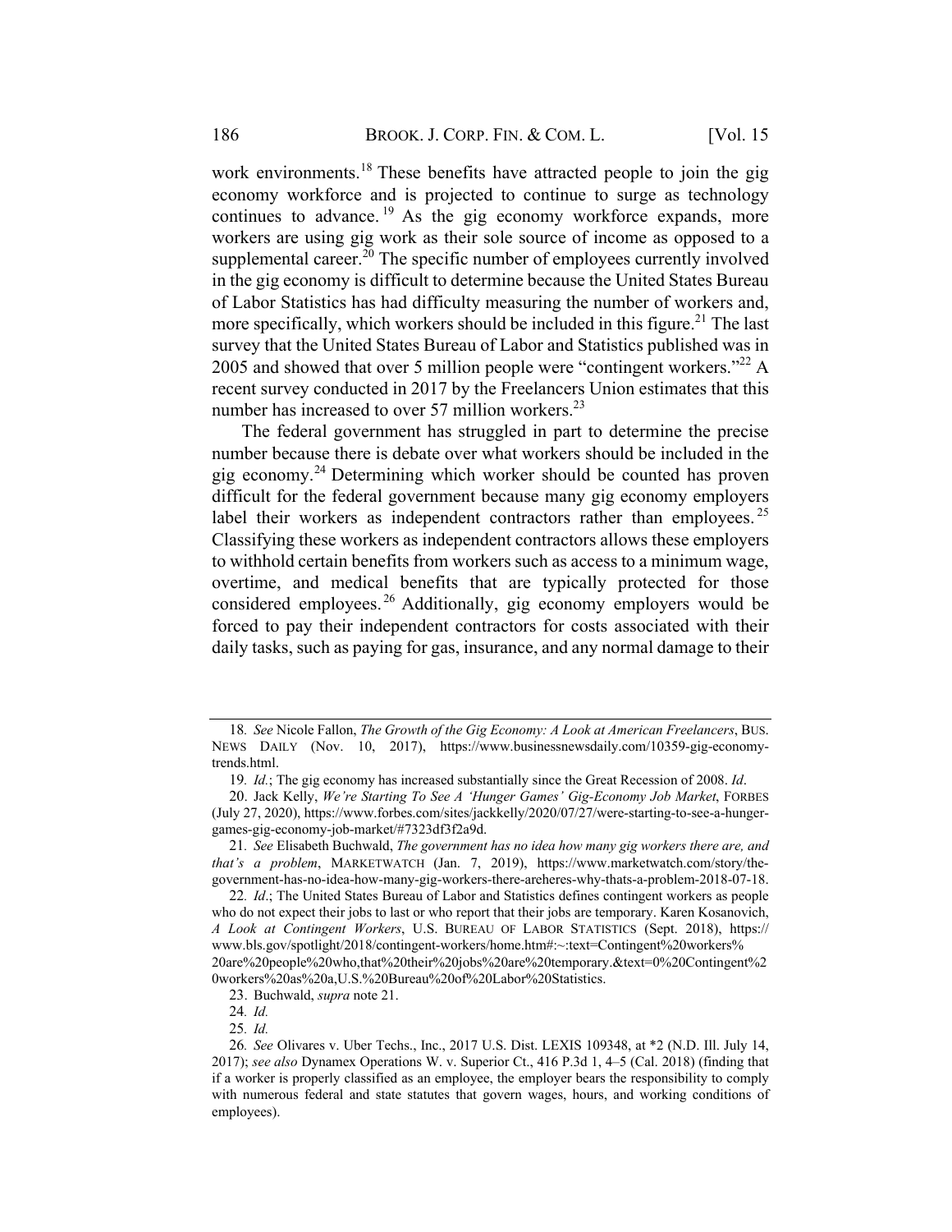work environments.[18] These benefits have attracted people to join the gig economy workforce and is projected to continue to surge as technology continues to advance.[19] As the gig economy workforce expands, more workers are using gig work as their sole source of income as opposed to a supplemental career.[20] The specific number of employees currently involved in the gig economy is difficult to determine because the United States Bureau of Labor Statistics has had difficulty measuring the number of workers and, more specifically, which workers should be included in this figure.[21] The last survey that the United States Bureau of Labor and Statistics published was in 2005 and showed that over 5 million people were "contingent workers."[22] A recent survey conducted in 2017 by the Freelancers Union estimates that this number has increased to over 57 million workers.[23]

The federal government has struggled in part to determine the precise number because there is debate over what workers should be included in the gig economy.[24] Determining which worker should be counted has proven difficult for the federal government because many gig economy employers label their workers as independent contractors rather than employees.[25] Classifying these workers as independent contractors allows these employers to withhold certain benefits from workers such as access to a minimum wage, overtime, and medical benefits that are typically protected for those considered employees.[26] Additionally, gig economy employers would be forced to pay their independent contractors for costs associated with their daily tasks, such as paying for gas, insurance, and any normal damage to their

---

18. *See* Nicole Fallon, *The Growth of the Gig Economy: A Look at American Freelancers*, BUS. NEWS DAILY (Nov. 10, 2017), https://www.businessnewsdaily.com/10359-gig-economy-trends.html.

19. *Id*.; The gig economy has increased substantially since the Great Recession of 2008. *Id*.

20. Jack Kelly, *We're Starting To See A 'Hunger Games' Gig-Economy Job Market*, FORBES (July 27, 2020), https://www.forbes.com/sites/jackkelly/2020/07/27/were-starting-to-see-a-hunger-games-gig-economy-job-market/#7323df3f2a9d.

21. *See* Elisabeth Buchwald, *The government has no idea how many gig workers there are, and that's a problem*, MARKETWATCH (Jan. 7, 2019), https://www.marketwatch.com/story/the-government-has-no-idea-how-many-gig-workers-there-areheres-why-thats-a-problem-2018-07-18.

22. *Id*.; The United States Bureau of Labor and Statistics defines contingent workers as people who do not expect their jobs to last or who report that their jobs are temporary. Karen Kosanovich, *A Look at Contingent Workers*, U.S. BUREAU OF LABOR STATISTICS (Sept. 2018), https://www.bls.gov/spotlight/2018/contingent-workers/home.htm#:~:text=Contingent%20workers%20are%20people%20who,that%20their%20jobs%20are%20temporary.&text=0%20Contingent%20workers%20as%20a,U.S.%20Bureau%20of%20Labor%20Statistics.

23. Buchwald, *supra* note 21.

24. *Id.*

25. *Id.*

26. *See* Olivares v. Uber Techs., Inc., 2017 U.S. Dist. LEXIS 109348, at *2 (N.D. Ill. July 14, 2017); *see also* Dynamex Operations W. v. Superior Ct., 416 P.3d 1, 4–5 (Cal. 2018) (finding that if a worker is properly classified as an employee, the employer bears the responsibility to comply with numerous federal and state statutes that govern wages, hours, and working conditions of employees).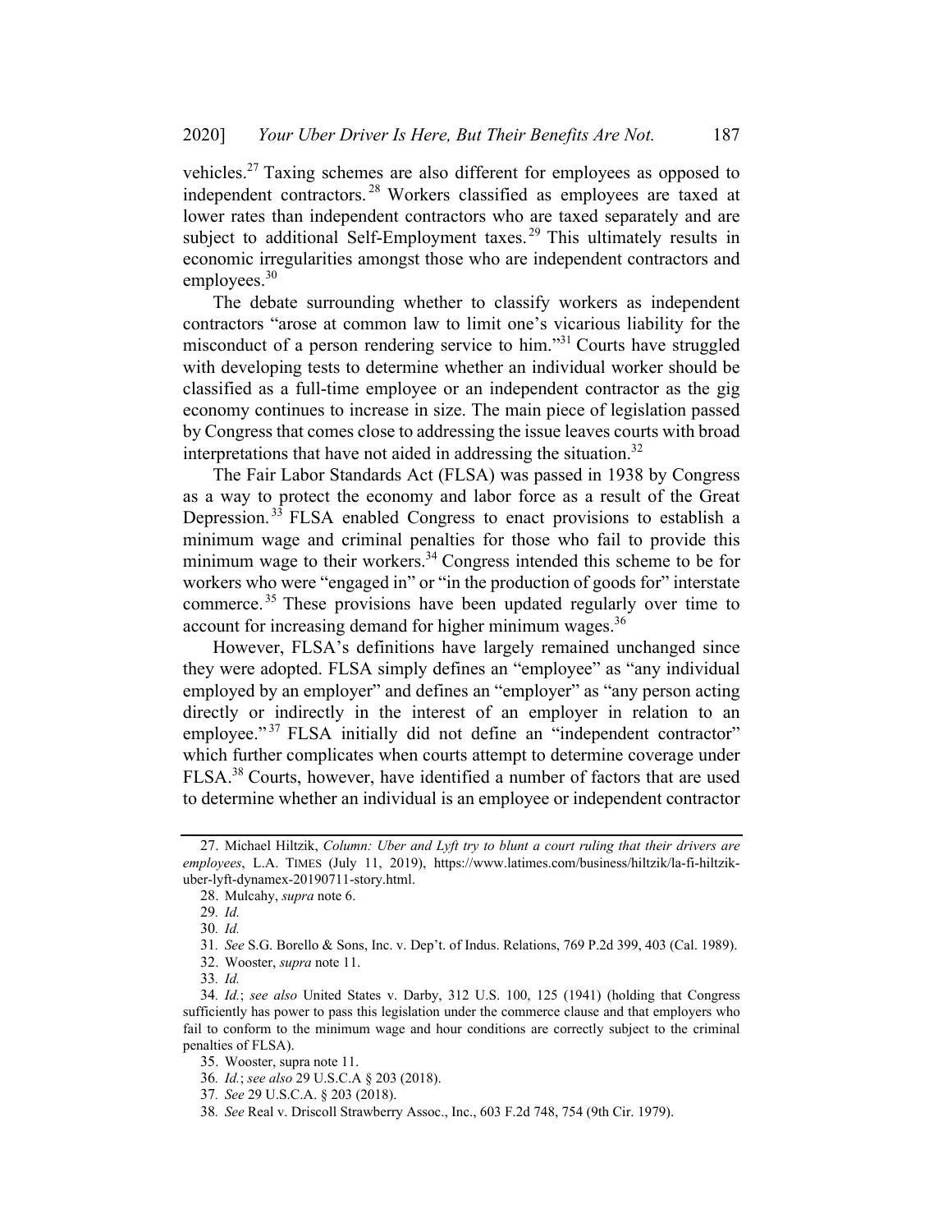vehicles.[27] Taxing schemes are also different for employees as opposed to independent contractors.[28] Workers classified as employees are taxed at lower rates than independent contractors who are taxed separately and are subject to additional Self-Employment taxes.[29] This ultimately results in economic irregularities amongst those who are independent contractors and employees.[30]

The debate surrounding whether to classify workers as independent contractors "arose at common law to limit one's vicarious liability for the misconduct of a person rendering service to him."[31] Courts have struggled with developing tests to determine whether an individual worker should be classified as a full-time employee or an independent contractor as the gig economy continues to increase in size. The main piece of legislation passed by Congress that comes close to addressing the issue leaves courts with broad interpretations that have not aided in addressing the situation.[32]

The Fair Labor Standards Act (FLSA) was passed in 1938 by Congress as a way to protect the economy and labor force as a result of the Great Depression.[33] FLSA enabled Congress to enact provisions to establish a minimum wage and criminal penalties for those who fail to provide this minimum wage to their workers.[34] Congress intended this scheme to be for workers who were "engaged in" or "in the production of goods for" interstate commerce.[35] These provisions have been updated regularly over time to account for increasing demand for higher minimum wages.[36]

However, FLSA's definitions have largely remained unchanged since they were adopted. FLSA simply defines an "employee" as "any individual employed by an employer" and defines an "employer" as "any person acting directly or indirectly in the interest of an employer in relation to an employee."[37] FLSA initially did not define an "independent contractor" which further complicates when courts attempt to determine coverage under FLSA.[38] Courts, however, have identified a number of factors that are used to determine whether an individual is an employee or independent contractor

---

27. Michael Hiltzik, *Column: Uber and Lyft try to blunt a court ruling that their drivers are employees*, L.A. TIMES (July 11, 2019), https://www.latimes.com/business/hiltzik/la-fi-hiltzik-uber-lyft-dynamex-20190711-story.html.

28. Mulcahy, *supra* note 6.

29. *Id.*

30. *Id.*

31. *See* S.G. Borello & Sons, Inc. v. Dep't. of Indus. Relations, 769 P.2d 399, 403 (Cal. 1989).

32. Wooster, *supra* note 11.

33. *Id.*

34. *Id.*; *see also* United States v. Darby, 312 U.S. 100, 125 (1941) (holding that Congress sufficiently has power to pass this legislation under the commerce clause and that employers who fail to conform to the minimum wage and hour conditions are correctly subject to the criminal penalties of FLSA).

35. Wooster, supra note 11.

36. *Id.*; *see also* 29 U.S.C.A § 203 (2018).

37. *See* 29 U.S.C.A. § 203 (2018).

38. *See* Real v. Driscoll Strawberry Assoc., Inc., 603 F.2d 748, 754 (9th Cir. 1979).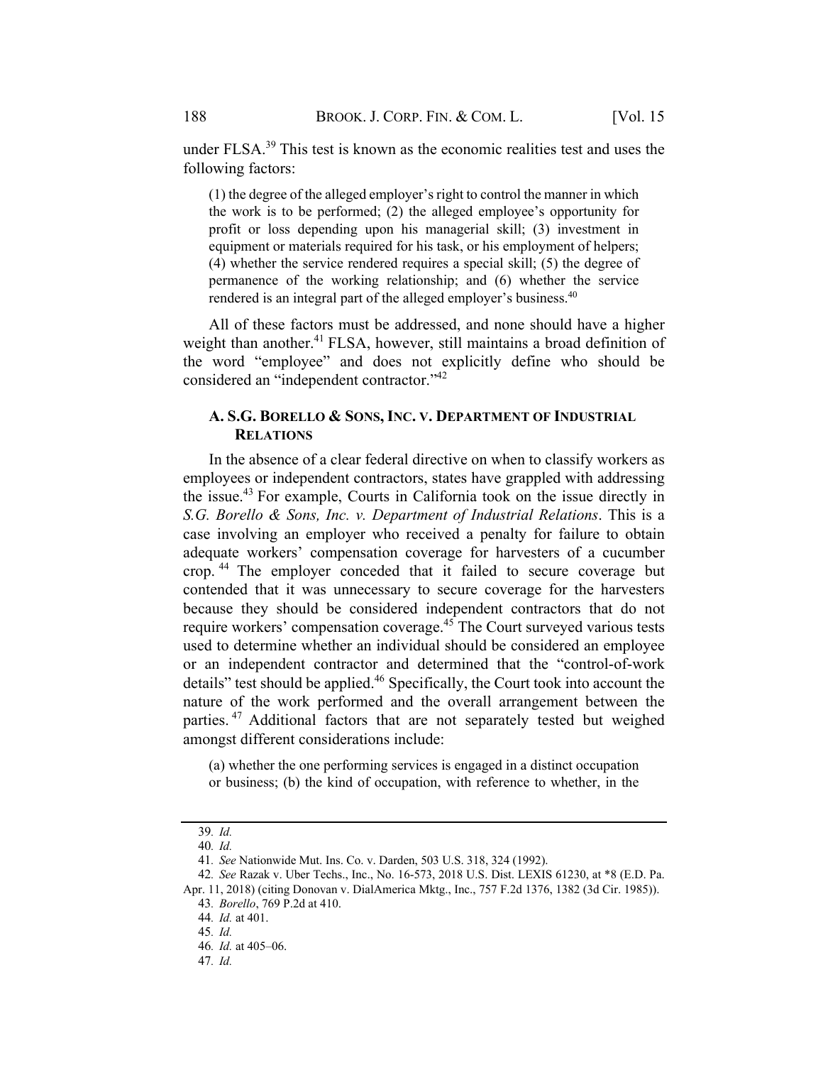under FLSA.[39] This test is known as the economic realities test and uses the following factors:

> (1) the degree of the alleged employer's right to control the manner in which the work is to be performed; (2) the alleged employee's opportunity for profit or loss depending upon his managerial skill; (3) investment in equipment or materials required for his task, or his employment of helpers; (4) whether the service rendered requires a special skill; (5) the degree of permanence of the working relationship; and (6) whether the service rendered is an integral part of the alleged employer's business.[40]

All of these factors must be addressed, and none should have a higher weight than another.[41] FLSA, however, still maintains a broad definition of the word "employee" and does not explicitly define who should be considered an "independent contractor."[42]

### A. S.G. BORELLO & SONS, INC. V. DEPARTMENT OF INDUSTRIAL RELATIONS

In the absence of a clear federal directive on when to classify workers as employees or independent contractors, states have grappled with addressing the issue.[43] For example, Courts in California took on the issue directly in *S.G. Borello & Sons, Inc. v. Department of Industrial Relations*. This is a case involving an employer who received a penalty for failure to obtain adequate workers' compensation coverage for harvesters of a cucumber crop.[44] The employer conceded that it failed to secure coverage but contended that it was unnecessary to secure coverage for the harvesters because they should be considered independent contractors that do not require workers' compensation coverage.[45] The Court surveyed various tests used to determine whether an individual should be considered an employee or an independent contractor and determined that the "control-of-work details" test should be applied.[46] Specifically, the Court took into account the nature of the work performed and the overall arrangement between the parties.[47] Additional factors that are not separately tested but weighed amongst different considerations include:

> (a) whether the one performing services is engaged in a distinct occupation or business; (b) the kind of occupation, with reference to whether, in the

---

39. *Id.*

40. *Id.*

41. *See* Nationwide Mut. Ins. Co. v. Darden, 503 U.S. 318, 324 (1992).

42. *See* Razak v. Uber Techs., Inc., No. 16-573, 2018 U.S. Dist. LEXIS 61230, at *8 (E.D. Pa. Apr. 11, 2018) (citing Donovan v. DialAmerica Mktg., Inc., 757 F.2d 1376, 1382 (3d Cir. 1985)).

43. *Borello*, 769 P.2d at 410.

44. *Id.* at 401.

45. *Id.*

46. *Id.* at 405–06.

47. *Id.*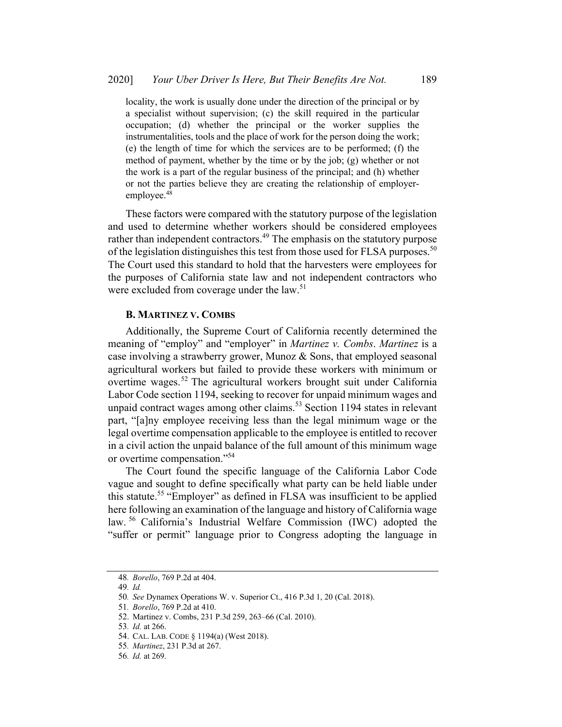> locality, the work is usually done under the direction of the principal or by a specialist without supervision; (c) the skill required in the particular occupation; (d) whether the principal or the worker supplies the instrumentalities, tools and the place of work for the person doing the work; (e) the length of time for which the services are to be performed; (f) the method of payment, whether by the time or by the job; (g) whether or not the work is a part of the regular business of the principal; and (h) whether or not the parties believe they are creating the relationship of employer-employee.[48]

These factors were compared with the statutory purpose of the legislation and used to determine whether workers should be considered employees rather than independent contractors.[49] The emphasis on the statutory purpose of the legislation distinguishes this test from those used for FLSA purposes.[50] The Court used this standard to hold that the harvesters were employees for the purposes of California state law and not independent contractors who were excluded from coverage under the law.[51]

### B. MARTINEZ V. COMBS

Additionally, the Supreme Court of California recently determined the meaning of "employ" and "employer" in *Martinez v. Combs*. *Martinez* is a case involving a strawberry grower, Munoz & Sons, that employed seasonal agricultural workers but failed to provide these workers with minimum or overtime wages.[52] The agricultural workers brought suit under California Labor Code section 1194, seeking to recover for unpaid minimum wages and unpaid contract wages among other claims.[53] Section 1194 states in relevant part, "[a]ny employee receiving less than the legal minimum wage or the legal overtime compensation applicable to the employee is entitled to recover in a civil action the unpaid balance of the full amount of this minimum wage or overtime compensation."[54]

The Court found the specific language of the California Labor Code vague and sought to define specifically what party can be held liable under this statute.[55] "Employer" as defined in FLSA was insufficient to be applied here following an examination of the language and history of California wage law.[56] California's Industrial Welfare Commission (IWC) adopted the "suffer or permit" language prior to Congress adopting the language in

---

48. *Borello*, 769 P.2d at 404.

49. *Id.*

50. *See* Dynamex Operations W. v. Superior Ct., 416 P.3d 1, 20 (Cal. 2018).

51. *Borello*, 769 P.2d at 410.

52. Martinez v. Combs, 231 P.3d 259, 263–66 (Cal. 2010).

53. *Id.* at 266.

54. CAL. LAB. CODE § 1194(a) (West 2018).

55. *Martinez*, 231 P.3d at 267.

56. *Id.* at 269.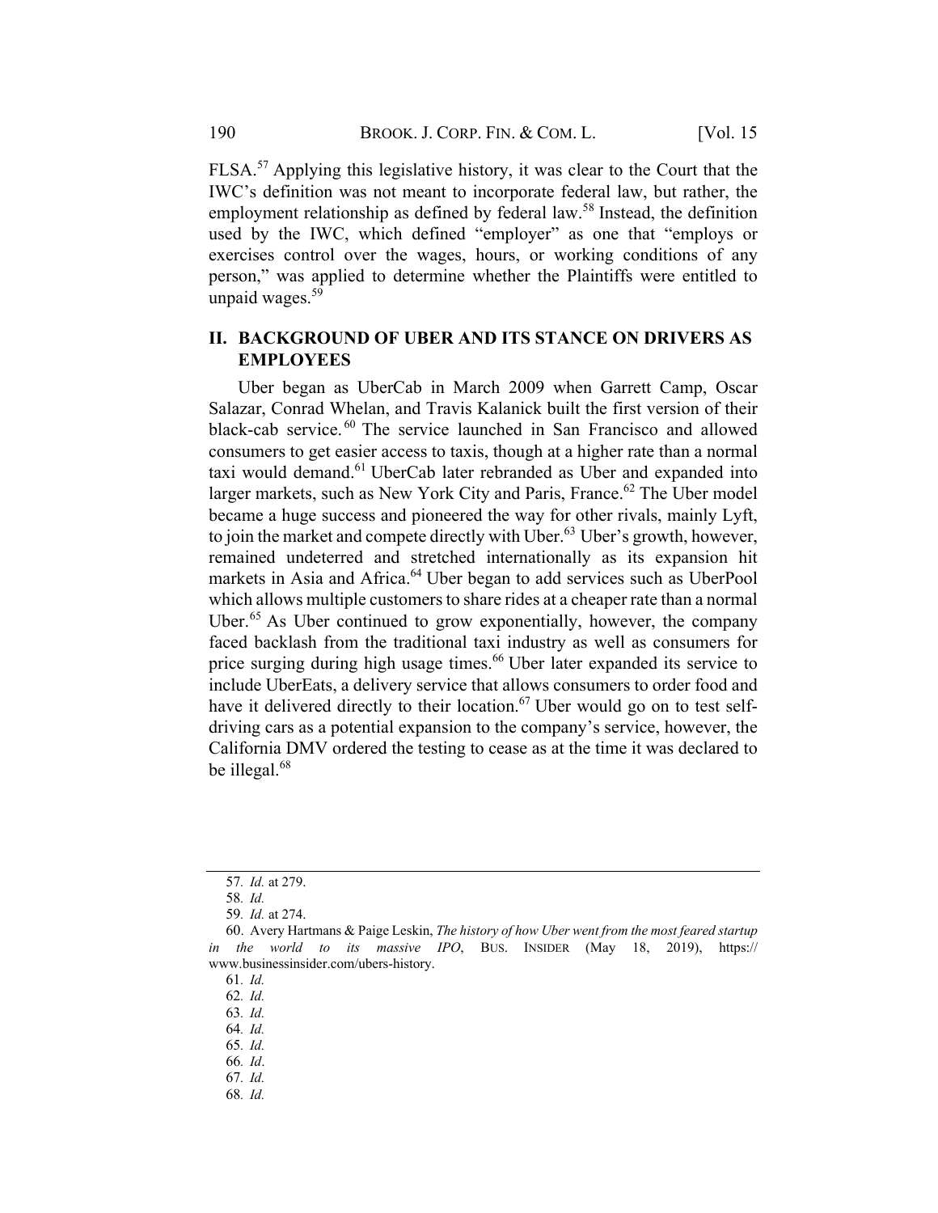FLSA.[57] Applying this legislative history, it was clear to the Court that the IWC's definition was not meant to incorporate federal law, but rather, the employment relationship as defined by federal law.[58] Instead, the definition used by the IWC, which defined "employer" as one that "employs or exercises control over the wages, hours, or working conditions of any person," was applied to determine whether the Plaintiffs were entitled to unpaid wages.[59]

## II. BACKGROUND OF UBER AND ITS STANCE ON DRIVERS AS EMPLOYEES

Uber began as UberCab in March 2009 when Garrett Camp, Oscar Salazar, Conrad Whelan, and Travis Kalanick built the first version of their black-cab service.[60] The service launched in San Francisco and allowed consumers to get easier access to taxis, though at a higher rate than a normal taxi would demand.[61] UberCab later rebranded as Uber and expanded into larger markets, such as New York City and Paris, France.[62] The Uber model became a huge success and pioneered the way for other rivals, mainly Lyft, to join the market and compete directly with Uber.[63] Uber's growth, however, remained undeterred and stretched internationally as its expansion hit markets in Asia and Africa.[64] Uber began to add services such as UberPool which allows multiple customers to share rides at a cheaper rate than a normal Uber.[65] As Uber continued to grow exponentially, however, the company faced backlash from the traditional taxi industry as well as consumers for price surging during high usage times.[66] Uber later expanded its service to include UberEats, a delivery service that allows consumers to order food and have it delivered directly to their location.[67] Uber would go on to test self-driving cars as a potential expansion to the company's service, however, the California DMV ordered the testing to cease as at the time it was declared to be illegal.[68]

---

57. *Id.* at 279.
58. *Id.*
59. *Id.* at 274.
60. Avery Hartmans & Paige Leskin, *The history of how Uber went from the most feared startup in the world to its massive IPO*, BUS. INSIDER (May 18, 2019), https://www.businessinsider.com/ubers-history.
61. *Id.*
62. *Id.*
63. *Id.*
64. *Id.*
65. *Id.*
66. *Id*.
67. *Id.*
68. *Id.*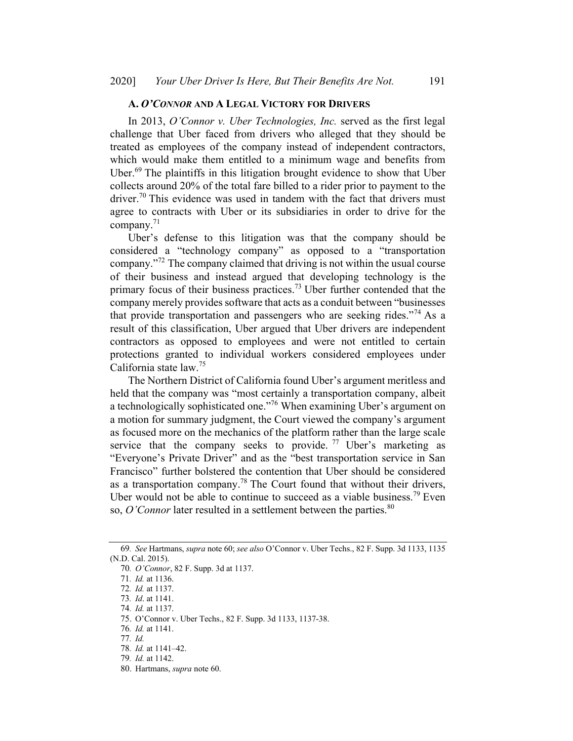### A. *O'CONNOR* AND A LEGAL VICTORY FOR DRIVERS

In 2013, *O'Connor v. Uber Technologies, Inc.* served as the first legal challenge that Uber faced from drivers who alleged that they should be treated as employees of the company instead of independent contractors, which would make them entitled to a minimum wage and benefits from Uber.[69] The plaintiffs in this litigation brought evidence to show that Uber collects around 20% of the total fare billed to a rider prior to payment to the driver.[70] This evidence was used in tandem with the fact that drivers must agree to contracts with Uber or its subsidiaries in order to drive for the company.[71]

Uber's defense to this litigation was that the company should be considered a "technology company" as opposed to a "transportation company."[72] The company claimed that driving is not within the usual course of their business and instead argued that developing technology is the primary focus of their business practices.[73] Uber further contended that the company merely provides software that acts as a conduit between "businesses that provide transportation and passengers who are seeking rides."[74] As a result of this classification, Uber argued that Uber drivers are independent contractors as opposed to employees and were not entitled to certain protections granted to individual workers considered employees under California state law.[75]

The Northern District of California found Uber's argument meritless and held that the company was "most certainly a transportation company, albeit a technologically sophisticated one."[76] When examining Uber's argument on a motion for summary judgment, the Court viewed the company's argument as focused more on the mechanics of the platform rather than the large scale service that the company seeks to provide.[77] Uber's marketing as "Everyone's Private Driver" and as the "best transportation service in San Francisco" further bolstered the contention that Uber should be considered as a transportation company.[78] The Court found that without their drivers, Uber would not be able to continue to succeed as a viable business.[79] Even so, *O'Connor* later resulted in a settlement between the parties.[80]

---

69. *See* Hartmans, *supra* note 60; *see also* O'Connor v. Uber Techs., 82 F. Supp. 3d 1133, 1135 (N.D. Cal. 2015).
70. *O'Connor*, 82 F. Supp. 3d at 1137.
71. *Id.* at 1136.
72. *Id.* at 1137.
73. *Id*. at 1141.
74. *Id.* at 1137.
75. O'Connor v. Uber Techs., 82 F. Supp. 3d 1133, 1137-38.
76. *Id.* at 1141.
77. *Id.*
78. *Id.* at 1141–42.
79. *Id.* at 1142.
80. Hartmans, *supra* note 60.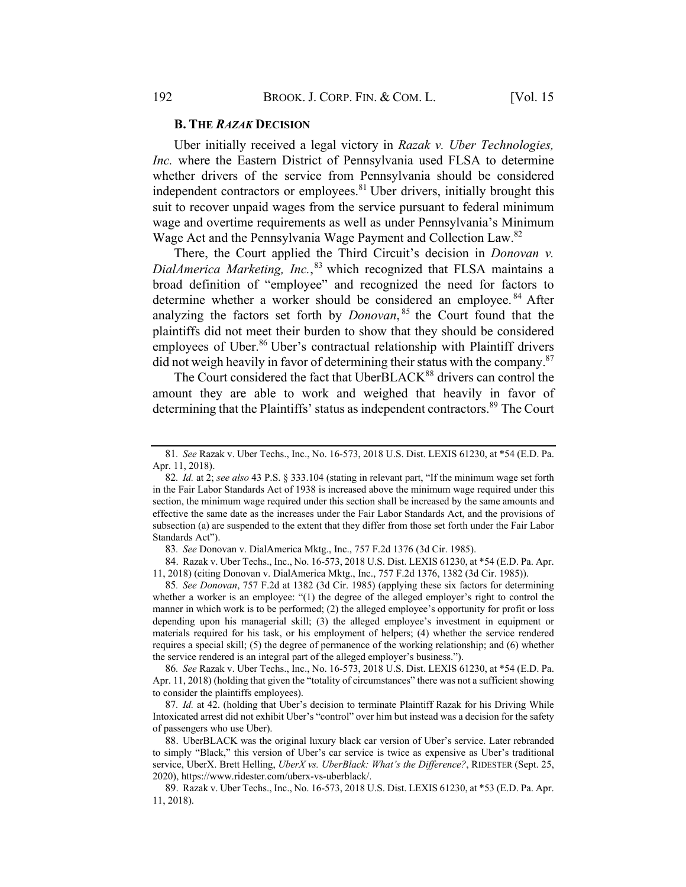### B. The *Razak* Decision

Uber initially received a legal victory in *Razak v. Uber Technologies, Inc.* where the Eastern District of Pennsylvania used FLSA to determine whether drivers of the service from Pennsylvania should be considered independent contractors or employees.[81] Uber drivers, initially brought this suit to recover unpaid wages from the service pursuant to federal minimum wage and overtime requirements as well as under Pennsylvania's Minimum Wage Act and the Pennsylvania Wage Payment and Collection Law.[82]

There, the Court applied the Third Circuit's decision in *Donovan v. DialAmerica Marketing, Inc.*,[83] which recognized that FLSA maintains a broad definition of "employee" and recognized the need for factors to determine whether a worker should be considered an employee.[84] After analyzing the factors set forth by *Donovan*,[85] the Court found that the plaintiffs did not meet their burden to show that they should be considered employees of Uber.[86] Uber's contractual relationship with Plaintiff drivers did not weigh heavily in favor of determining their status with the company.[87]

The Court considered the fact that UberBLACK[88] drivers can control the amount they are able to work and weighed that heavily in favor of determining that the Plaintiffs' status as independent contractors.[89] The Court

---

81. *See* Razak v. Uber Techs., Inc., No. 16-573, 2018 U.S. Dist. LEXIS 61230, at *54 (E.D. Pa. Apr. 11, 2018).

82. *Id.* at 2; *see also* 43 P.S. § 333.104 (stating in relevant part, "If the minimum wage set forth in the Fair Labor Standards Act of 1938 is increased above the minimum wage required under this section, the minimum wage required under this section shall be increased by the same amounts and effective the same date as the increases under the Fair Labor Standards Act, and the provisions of subsection (a) are suspended to the extent that they differ from those set forth under the Fair Labor Standards Act").

83. *See* Donovan v. DialAmerica Mktg., Inc., 757 F.2d 1376 (3d Cir. 1985).

84. Razak v. Uber Techs., Inc., No. 16-573, 2018 U.S. Dist. LEXIS 61230, at *54 (E.D. Pa. Apr. 11, 2018) (citing Donovan v. DialAmerica Mktg., Inc., 757 F.2d 1376, 1382 (3d Cir. 1985)).

85. *See Donovan*, 757 F.2d at 1382 (3d Cir. 1985) (applying these six factors for determining whether a worker is an employee: "(1) the degree of the alleged employer's right to control the manner in which work is to be performed; (2) the alleged employee's opportunity for profit or loss depending upon his managerial skill; (3) the alleged employee's investment in equipment or materials required for his task, or his employment of helpers; (4) whether the service rendered requires a special skill; (5) the degree of permanence of the working relationship; and (6) whether the service rendered is an integral part of the alleged employer's business.").

86. *See* Razak v. Uber Techs., Inc., No. 16-573, 2018 U.S. Dist. LEXIS 61230, at *54 (E.D. Pa. Apr. 11, 2018) (holding that given the "totality of circumstances" there was not a sufficient showing to consider the plaintiffs employees).

87. *Id.* at 42. (holding that Uber's decision to terminate Plaintiff Razak for his Driving While Intoxicated arrest did not exhibit Uber's "control" over him but instead was a decision for the safety of passengers who use Uber).

88. UberBLACK was the original luxury black car version of Uber's service. Later rebranded to simply "Black," this version of Uber's car service is twice as expensive as Uber's traditional service, UberX. Brett Helling, *UberX vs. UberBlack: What's the Difference?*, RIDESTER (Sept. 25, 2020), https://www.ridester.com/uberx-vs-uberblack/.

89. Razak v. Uber Techs., Inc., No. 16-573, 2018 U.S. Dist. LEXIS 61230, at *53 (E.D. Pa. Apr. 11, 2018).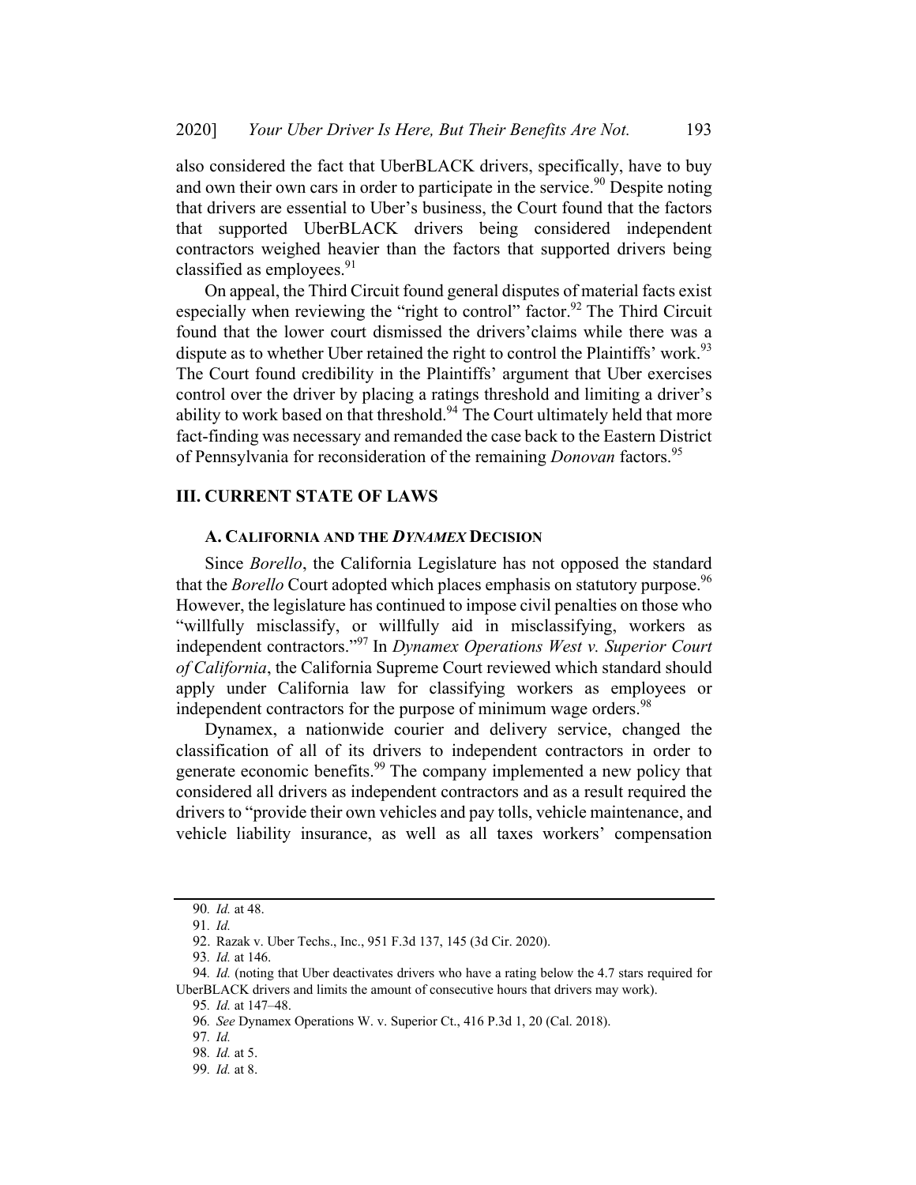also considered the fact that UberBLACK drivers, specifically, have to buy and own their own cars in order to participate in the service.[90] Despite noting that drivers are essential to Uber's business, the Court found that the factors that supported UberBLACK drivers being considered independent contractors weighed heavier than the factors that supported drivers being classified as employees.[91]

On appeal, the Third Circuit found general disputes of material facts exist especially when reviewing the "right to control" factor.[92] The Third Circuit found that the lower court dismissed the drivers'claims while there was a dispute as to whether Uber retained the right to control the Plaintiffs' work.[93] The Court found credibility in the Plaintiffs' argument that Uber exercises control over the driver by placing a ratings threshold and limiting a driver's ability to work based on that threshold.[94] The Court ultimately held that more fact-finding was necessary and remanded the case back to the Eastern District of Pennsylvania for reconsideration of the remaining *Donovan* factors.[95]

## III. CURRENT STATE OF LAWS

### A. CALIFORNIA AND THE *DYNAMEX* DECISION

Since *Borello*, the California Legislature has not opposed the standard that the *Borello* Court adopted which places emphasis on statutory purpose.[96] However, the legislature has continued to impose civil penalties on those who "willfully misclassify, or willfully aid in misclassifying, workers as independent contractors."[97] In *Dynamex Operations West v. Superior Court of California*, the California Supreme Court reviewed which standard should apply under California law for classifying workers as employees or independent contractors for the purpose of minimum wage orders.[98]

Dynamex, a nationwide courier and delivery service, changed the classification of all of its drivers to independent contractors in order to generate economic benefits.[99] The company implemented a new policy that considered all drivers as independent contractors and as a result required the drivers to "provide their own vehicles and pay tolls, vehicle maintenance, and vehicle liability insurance, as well as all taxes workers' compensation

---

90. *Id.* at 48.

91. *Id.*

92. Razak v. Uber Techs., Inc., 951 F.3d 137, 145 (3d Cir. 2020).

93. *Id.* at 146.

94. *Id.* (noting that Uber deactivates drivers who have a rating below the 4.7 stars required for UberBLACK drivers and limits the amount of consecutive hours that drivers may work).

95. *Id.* at 147–48.

96. *See* Dynamex Operations W. v. Superior Ct., 416 P.3d 1, 20 (Cal. 2018).

97. *Id.*

98. *Id.* at 5.

99. *Id.* at 8.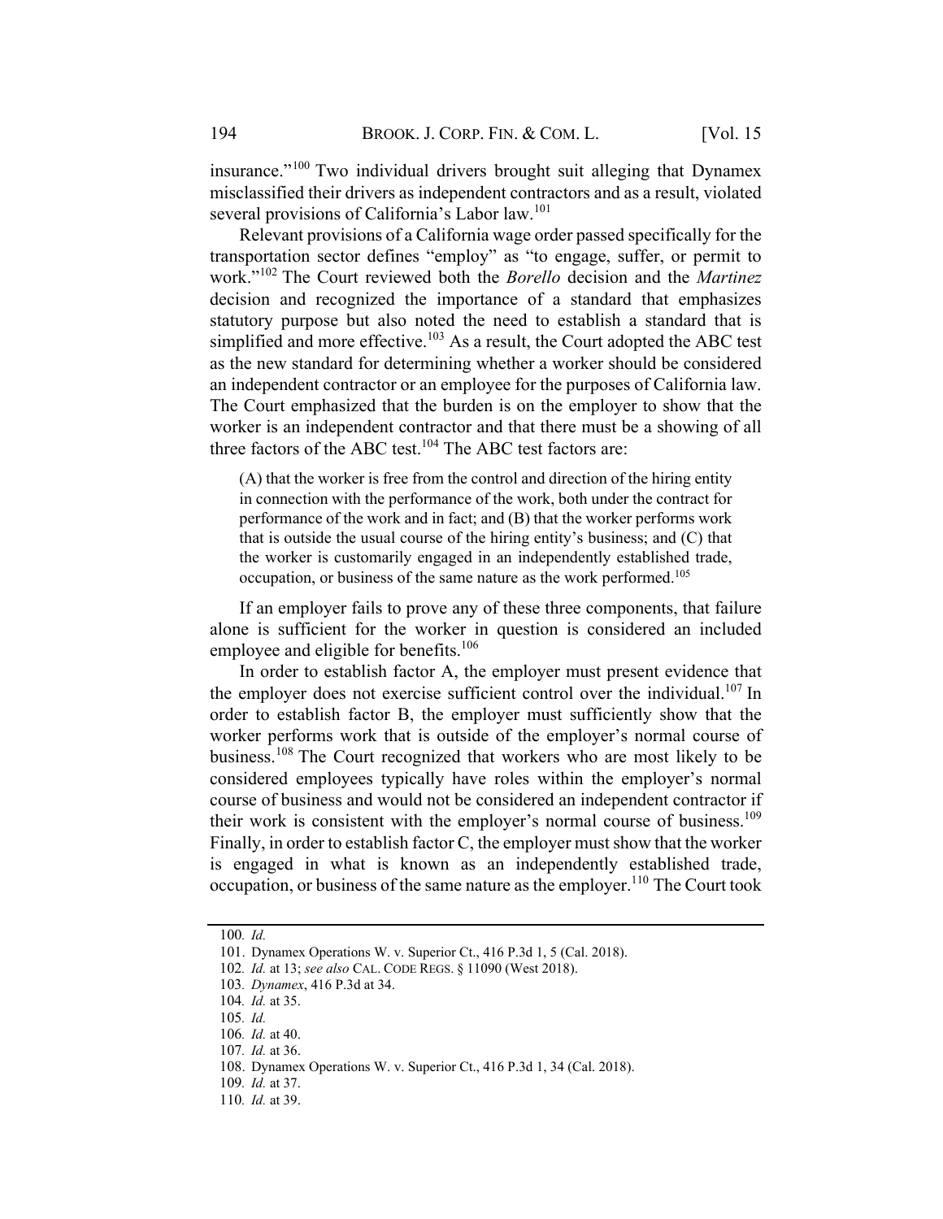insurance."[100] Two individual drivers brought suit alleging that Dynamex misclassified their drivers as independent contractors and as a result, violated several provisions of California's Labor law.[101]

Relevant provisions of a California wage order passed specifically for the transportation sector defines "employ" as "to engage, suffer, or permit to work."[102] The Court reviewed both the *Borello* decision and the *Martinez* decision and recognized the importance of a standard that emphasizes statutory purpose but also noted the need to establish a standard that is simplified and more effective.[103] As a result, the Court adopted the ABC test as the new standard for determining whether a worker should be considered an independent contractor or an employee for the purposes of California law. The Court emphasized that the burden is on the employer to show that the worker is an independent contractor and that there must be a showing of all three factors of the ABC test.[104] The ABC test factors are:

> (A) that the worker is free from the control and direction of the hiring entity in connection with the performance of the work, both under the contract for performance of the work and in fact; and (B) that the worker performs work that is outside the usual course of the hiring entity's business; and (C) that the worker is customarily engaged in an independently established trade, occupation, or business of the same nature as the work performed.[105]

If an employer fails to prove any of these three components, that failure alone is sufficient for the worker in question is considered an included employee and eligible for benefits.[106]

In order to establish factor A, the employer must present evidence that the employer does not exercise sufficient control over the individual.[107] In order to establish factor B, the employer must sufficiently show that the worker performs work that is outside of the employer's normal course of business.[108] The Court recognized that workers who are most likely to be considered employees typically have roles within the employer's normal course of business and would not be considered an independent contractor if their work is consistent with the employer's normal course of business.[109] Finally, in order to establish factor C, the employer must show that the worker is engaged in what is known as an independently established trade, occupation, or business of the same nature as the employer.[110] The Court took

---

100. *Id.*
101. Dynamex Operations W. v. Superior Ct., 416 P.3d 1, 5 (Cal. 2018).
102. *Id.* at 13; *see also* CAL. CODE REGS. § 11090 (West 2018).
103. *Dynamex*, 416 P.3d at 34.
104. *Id.* at 35.
105. *Id.*
106. *Id.* at 40.
107. *Id.* at 36.
108. Dynamex Operations W. v. Superior Ct., 416 P.3d 1, 34 (Cal. 2018).
109. *Id.* at 37.
110. *Id.* at 39.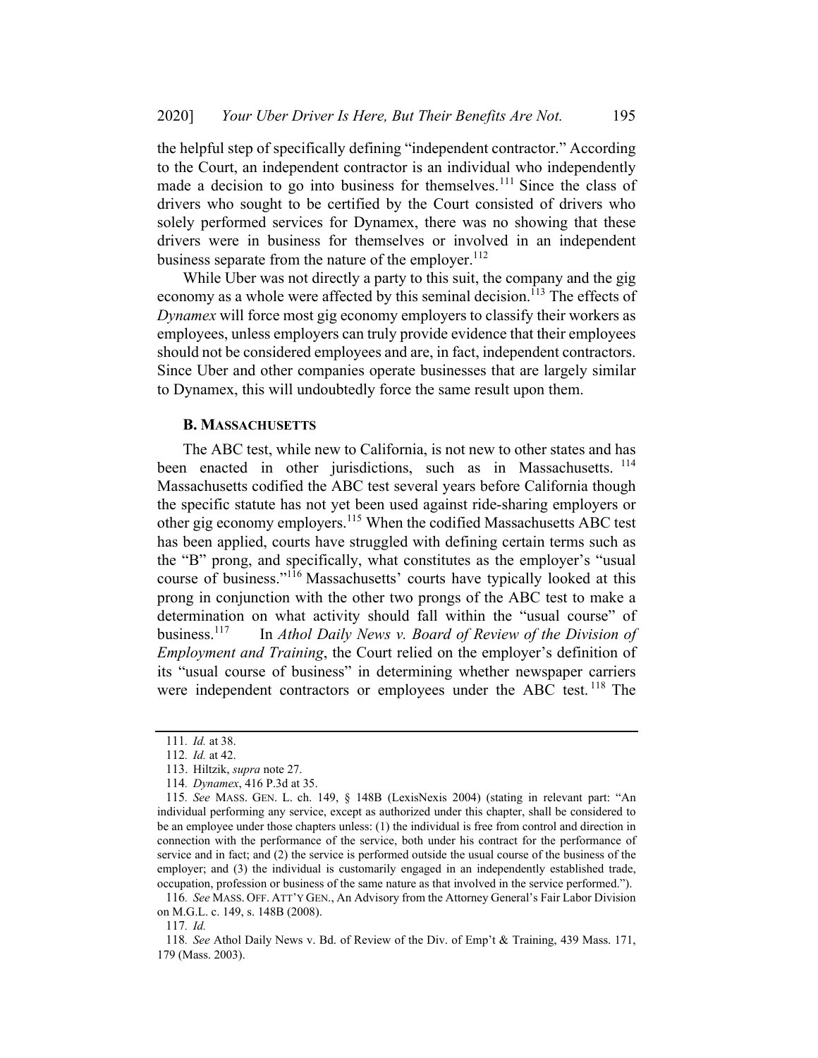the helpful step of specifically defining "independent contractor." According to the Court, an independent contractor is an individual who independently made a decision to go into business for themselves.[111] Since the class of drivers who sought to be certified by the Court consisted of drivers who solely performed services for Dynamex, there was no showing that these drivers were in business for themselves or involved in an independent business separate from the nature of the employer.[112]

While Uber was not directly a party to this suit, the company and the gig economy as a whole were affected by this seminal decision.[113] The effects of *Dynamex* will force most gig economy employers to classify their workers as employees, unless employers can truly provide evidence that their employees should not be considered employees and are, in fact, independent contractors. Since Uber and other companies operate businesses that are largely similar to Dynamex, this will undoubtedly force the same result upon them.

### B. Massachusetts

The ABC test, while new to California, is not new to other states and has been enacted in other jurisdictions, such as in Massachusetts.[114] Massachusetts codified the ABC test several years before California though the specific statute has not yet been used against ride-sharing employers or other gig economy employers.[115] When the codified Massachusetts ABC test has been applied, courts have struggled with defining certain terms such as the "B" prong, and specifically, what constitutes as the employer's "usual course of business."[116] Massachusetts' courts have typically looked at this prong in conjunction with the other two prongs of the ABC test to make a determination on what activity should fall within the "usual course" of business.[117] In *Athol Daily News v. Board of Review of the Division of Employment and Training*, the Court relied on the employer's definition of its "usual course of business" in determining whether newspaper carriers were independent contractors or employees under the ABC test.[118] The

---

111. *Id.* at 38.

112. *Id.* at 42.

113. Hiltzik, *supra* note 27.

114. *Dynamex*, 416 P.3d at 35.

115. *See* MASS. GEN. L. ch. 149, § 148B (LexisNexis 2004) (stating in relevant part: "An individual performing any service, except as authorized under this chapter, shall be considered to be an employee under those chapters unless: (1) the individual is free from control and direction in connection with the performance of the service, both under his contract for the performance of service and in fact; and (2) the service is performed outside the usual course of the business of the employer; and (3) the individual is customarily engaged in an independently established trade, occupation, profession or business of the same nature as that involved in the service performed.").

116. *See* MASS. OFF. ATT'Y GEN., An Advisory from the Attorney General's Fair Labor Division on M.G.L. c. 149, s. 148B (2008).

117. *Id.*

118. *See* Athol Daily News v. Bd. of Review of the Div. of Emp't & Training, 439 Mass. 171, 179 (Mass. 2003).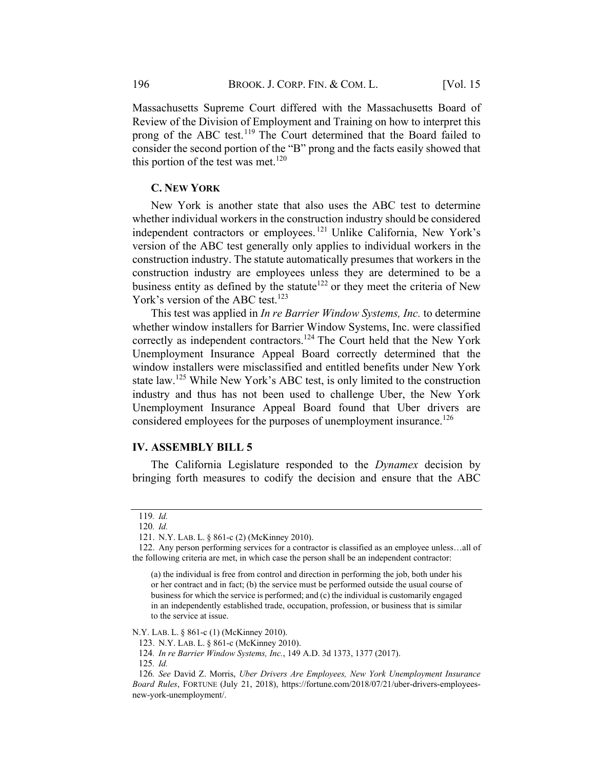Massachusetts Supreme Court differed with the Massachusetts Board of Review of the Division of Employment and Training on how to interpret this prong of the ABC test.[119] The Court determined that the Board failed to consider the second portion of the "B" prong and the facts easily showed that this portion of the test was met.[120]

### C. NEW YORK

New York is another state that also uses the ABC test to determine whether individual workers in the construction industry should be considered independent contractors or employees.[121] Unlike California, New York's version of the ABC test generally only applies to individual workers in the construction industry. The statute automatically presumes that workers in the construction industry are employees unless they are determined to be a business entity as defined by the statute[122] or they meet the criteria of New York's version of the ABC test.[123]

This test was applied in *In re Barrier Window Systems, Inc.* to determine whether window installers for Barrier Window Systems, Inc. were classified correctly as independent contractors.[124] The Court held that the New York Unemployment Insurance Appeal Board correctly determined that the window installers were misclassified and entitled benefits under New York state law.[125] While New York's ABC test, is only limited to the construction industry and thus has not been used to challenge Uber, the New York Unemployment Insurance Appeal Board found that Uber drivers are considered employees for the purposes of unemployment insurance.[126]

## IV. ASSEMBLY BILL 5

The California Legislature responded to the *Dynamex* decision by bringing forth measures to codify the decision and ensure that the ABC

---

119. *Id.*

120. *Id.*

121. N.Y. LAB. L. § 861-c (2) (McKinney 2010).

122. Any person performing services for a contractor is classified as an employee unless…all of the following criteria are met, in which case the person shall be an independent contractor:

> (a) the individual is free from control and direction in performing the job, both under his or her contract and in fact; (b) the service must be performed outside the usual course of business for which the service is performed; and (c) the individual is customarily engaged in an independently established trade, occupation, profession, or business that is similar to the service at issue.

N.Y. LAB. L. § 861-c (1) (McKinney 2010).

123. N.Y. LAB. L. § 861-c (McKinney 2010).

124. *In re Barrier Window Systems, Inc.*, 149 A.D. 3d 1373, 1377 (2017).

125. *Id.*

126. *See* David Z. Morris, *Uber Drivers Are Employees, New York Unemployment Insurance Board Rules*, FORTUNE (July 21, 2018), https://fortune.com/2018/07/21/uber-drivers-employees-new-york-unemployment/.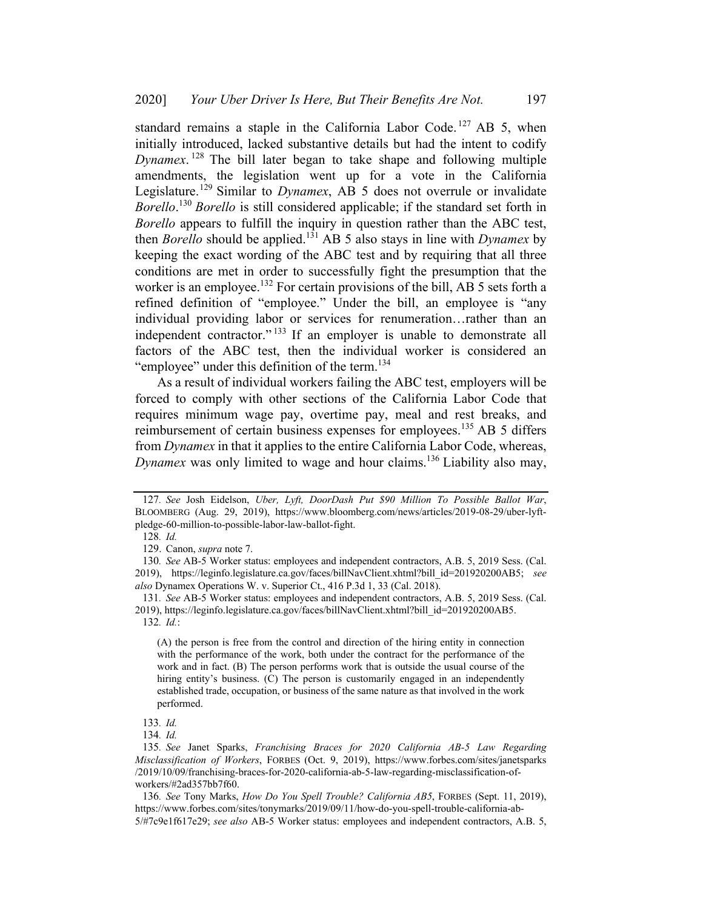standard remains a staple in the California Labor Code.[127] AB 5, when initially introduced, lacked substantive details but had the intent to codify *Dynamex*.[128] The bill later began to take shape and following multiple amendments, the legislation went up for a vote in the California Legislature.[129] Similar to *Dynamex*, AB 5 does not overrule or invalidate *Borello*.[130] *Borello* is still considered applicable; if the standard set forth in *Borello* appears to fulfill the inquiry in question rather than the ABC test, then *Borello* should be applied.[131] AB 5 also stays in line with *Dynamex* by keeping the exact wording of the ABC test and by requiring that all three conditions are met in order to successfully fight the presumption that the worker is an employee.[132] For certain provisions of the bill, AB 5 sets forth a refined definition of "employee." Under the bill, an employee is "any individual providing labor or services for renumeration…rather than an independent contractor."[133] If an employer is unable to demonstrate all factors of the ABC test, then the individual worker is considered an "employee" under this definition of the term.[134]

As a result of individual workers failing the ABC test, employers will be forced to comply with other sections of the California Labor Code that requires minimum wage pay, overtime pay, meal and rest breaks, and reimbursement of certain business expenses for employees.[135] AB 5 differs from *Dynamex* in that it applies to the entire California Labor Code, whereas, *Dynamex* was only limited to wage and hour claims.[136] Liability also may,

---

127. *See* Josh Eidelson, *Uber, Lyft, DoorDash Put $90 Million To Possible Ballot War*, BLOOMBERG (Aug. 29, 2019), https://www.bloomberg.com/news/articles/2019-08-29/uber-lyft-pledge-60-million-to-possible-labor-law-ballot-fight.

128. *Id.*

129. Canon, *supra* note 7.

130. *See* AB-5 Worker status: employees and independent contractors, A.B. 5, 2019 Sess. (Cal. 2019), https://leginfo.legislature.ca.gov/faces/billNavClient.xhtml?bill_id=201920200AB5; *see also* Dynamex Operations W. v. Superior Ct., 416 P.3d 1, 33 (Cal. 2018).

131. *See* AB-5 Worker status: employees and independent contractors, A.B. 5, 2019 Sess. (Cal. 2019), https://leginfo.legislature.ca.gov/faces/billNavClient.xhtml?bill_id=201920200AB5.

132. *Id.*:

> (A) the person is free from the control and direction of the hiring entity in connection with the performance of the work, both under the contract for the performance of the work and in fact. (B) The person performs work that is outside the usual course of the hiring entity's business. (C) The person is customarily engaged in an independently established trade, occupation, or business of the same nature as that involved in the work performed.

133. *Id.*

134. *Id.*

135. *See* Janet Sparks, *Franchising Braces for 2020 California AB-5 Law Regarding Misclassification of Workers*, FORBES (Oct. 9, 2019), https://www.forbes.com/sites/janetsparks/2019/10/09/franchising-braces-for-2020-california-ab-5-law-regarding-misclassification-of-workers/#2ad357bb7f60.

136. *See* Tony Marks, *How Do You Spell Trouble? California AB5*, FORBES (Sept. 11, 2019), https://www.forbes.com/sites/tonymarks/2019/09/11/how-do-you-spell-trouble-california-ab-5/#7c9e1f617e29; *see also* AB-5 Worker status: employees and independent contractors, A.B. 5,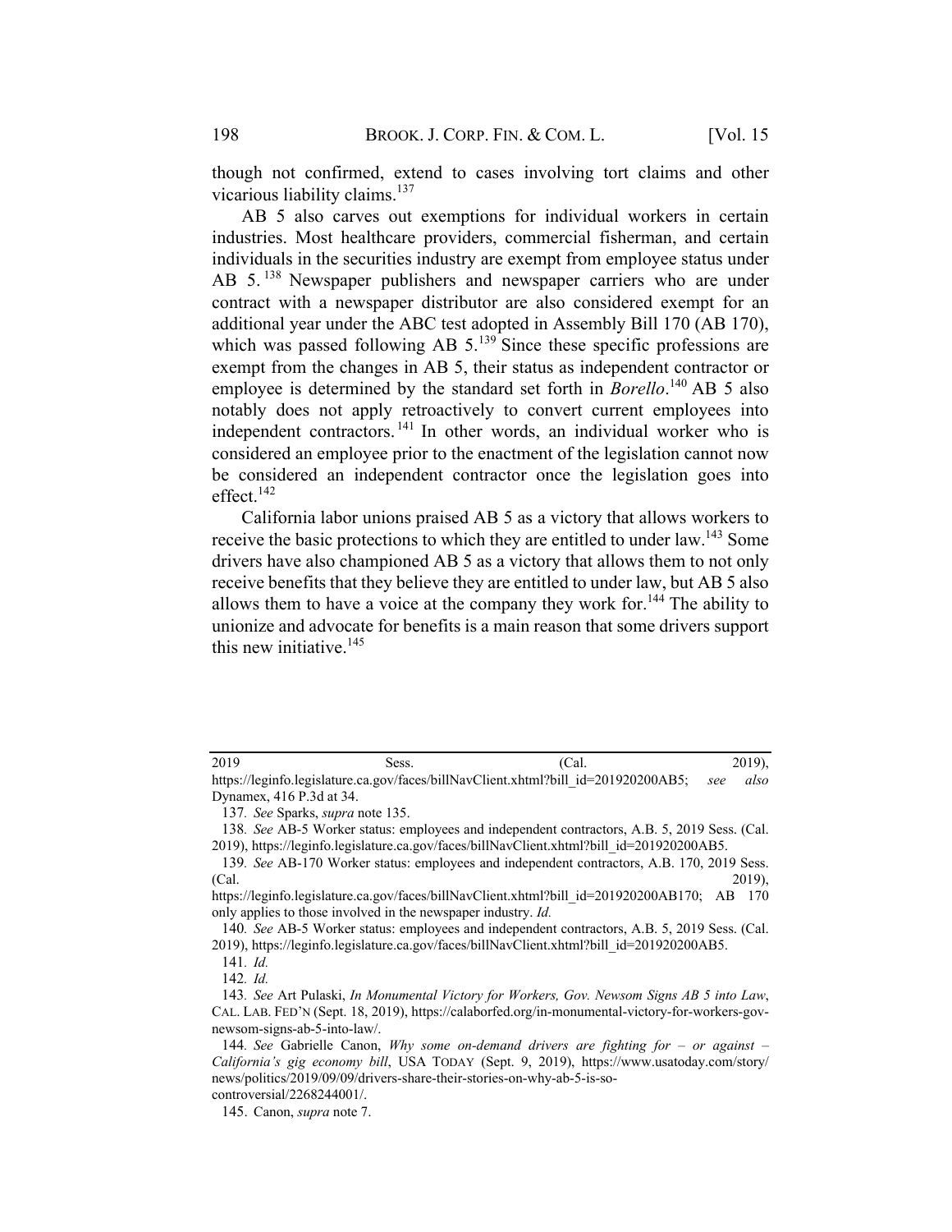though not confirmed, extend to cases involving tort claims and other vicarious liability claims.[137]

AB 5 also carves out exemptions for individual workers in certain industries. Most healthcare providers, commercial fisherman, and certain individuals in the securities industry are exempt from employee status under AB 5.[138] Newspaper publishers and newspaper carriers who are under contract with a newspaper distributor are also considered exempt for an additional year under the ABC test adopted in Assembly Bill 170 (AB 170), which was passed following AB 5.[139] Since these specific professions are exempt from the changes in AB 5, their status as independent contractor or employee is determined by the standard set forth in *Borello*.[140] AB 5 also notably does not apply retroactively to convert current employees into independent contractors.[141] In other words, an individual worker who is considered an employee prior to the enactment of the legislation cannot now be considered an independent contractor once the legislation goes into effect.[142]

California labor unions praised AB 5 as a victory that allows workers to receive the basic protections to which they are entitled to under law.[143] Some drivers have also championed AB 5 as a victory that allows them to not only receive benefits that they believe they are entitled to under law, but AB 5 also allows them to have a voice at the company they work for.[144] The ability to unionize and advocate for benefits is a main reason that some drivers support this new initiative.[145]

---

2019 Sess. (Cal. 2019), https://leginfo.legislature.ca.gov/faces/billNavClient.xhtml?bill_id=201920200AB5; *see also* Dynamex, 416 P.3d at 34.

137. *See* Sparks, *supra* note 135.

138. *See* AB-5 Worker status: employees and independent contractors, A.B. 5, 2019 Sess. (Cal. 2019), https://leginfo.legislature.ca.gov/faces/billNavClient.xhtml?bill_id=201920200AB5.

139. *See* AB-170 Worker status: employees and independent contractors, A.B. 170, 2019 Sess. (Cal. 2019), https://leginfo.legislature.ca.gov/faces/billNavClient.xhtml?bill_id=201920200AB170; AB 170 only applies to those involved in the newspaper industry. *Id.*

140. *See* AB-5 Worker status: employees and independent contractors, A.B. 5, 2019 Sess. (Cal. 2019), https://leginfo.legislature.ca.gov/faces/billNavClient.xhtml?bill_id=201920200AB5.

141. *Id.*

142. *Id.*

143. *See* Art Pulaski, *In Monumental Victory for Workers, Gov. Newsom Signs AB 5 into Law*, CAL. LAB. FED'N (Sept. 18, 2019), https://calaborfed.org/in-monumental-victory-for-workers-gov-newsom-signs-ab-5-into-law/.

144. *See* Gabrielle Canon, *Why some on-demand drivers are fighting for – or against – California's gig economy bill*, USA TODAY (Sept. 9, 2019), https://www.usatoday.com/story/news/politics/2019/09/09/drivers-share-their-stories-on-why-ab-5-is-so-controversial/2268244001/.

145. Canon, *supra* note 7.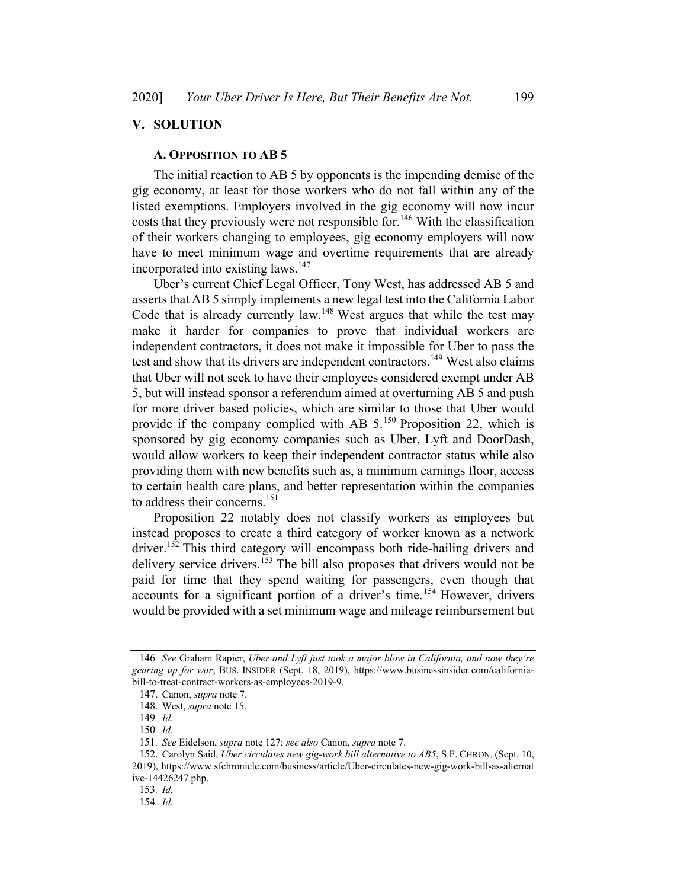## V. SOLUTION

### A. OPPOSITION TO AB 5

The initial reaction to AB 5 by opponents is the impending demise of the gig economy, at least for those workers who do not fall within any of the listed exemptions. Employers involved in the gig economy will now incur costs that they previously were not responsible for.[146] With the classification of their workers changing to employees, gig economy employers will now have to meet minimum wage and overtime requirements that are already incorporated into existing laws.[147]

Uber's current Chief Legal Officer, Tony West, has addressed AB 5 and asserts that AB 5 simply implements a new legal test into the California Labor Code that is already currently law.[148] West argues that while the test may make it harder for companies to prove that individual workers are independent contractors, it does not make it impossible for Uber to pass the test and show that its drivers are independent contractors.[149] West also claims that Uber will not seek to have their employees considered exempt under AB 5, but will instead sponsor a referendum aimed at overturning AB 5 and push for more driver based policies, which are similar to those that Uber would provide if the company complied with AB 5.[150] Proposition 22, which is sponsored by gig economy companies such as Uber, Lyft and DoorDash, would allow workers to keep their independent contractor status while also providing them with new benefits such as, a minimum earnings floor, access to certain health care plans, and better representation within the companies to address their concerns.[151]

Proposition 22 notably does not classify workers as employees but instead proposes to create a third category of worker known as a network driver.[152] This third category will encompass both ride-hailing drivers and delivery service drivers.[153] The bill also proposes that drivers would not be paid for time that they spend waiting for passengers, even though that accounts for a significant portion of a driver's time.[154] However, drivers would be provided with a set minimum wage and mileage reimbursement but

---

146. *See* Graham Rapier, *Uber and Lyft just took a major blow in California, and now they're gearing up for war*, BUS. INSIDER (Sept. 18, 2019), https://www.businessinsider.com/california-bill-to-treat-contract-workers-as-employees-2019-9.

147. Canon, *supra* note 7.

148. West, *supra* note 15.

149. *Id.*

150. *Id.*

151. *See* Eidelson, *supra* note 127; *see also* Canon, *supra* note 7.

152. Carolyn Said, *Uber circulates new gig-work bill alternative to AB5*, S.F. CHRON. (Sept. 10, 2019), https://www.sfchronicle.com/business/article/Uber-circulates-new-gig-work-bill-as-alternative-14426247.php.

153. *Id.*

154. *Id.*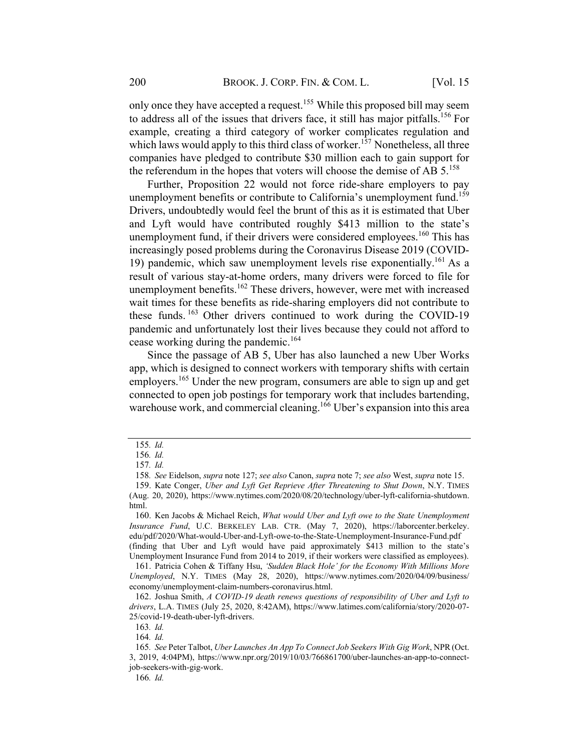only once they have accepted a request.[155] While this proposed bill may seem to address all of the issues that drivers face, it still has major pitfalls.[156] For example, creating a third category of worker complicates regulation and which laws would apply to this third class of worker.[157] Nonetheless, all three companies have pledged to contribute $30 million each to gain support for the referendum in the hopes that voters will choose the demise of AB 5.[158]

Further, Proposition 22 would not force ride-share employers to pay unemployment benefits or contribute to California's unemployment fund.[159] Drivers, undoubtedly would feel the brunt of this as it is estimated that Uber and Lyft would have contributed roughly $413 million to the state's unemployment fund, if their drivers were considered employees.[160] This has increasingly posed problems during the Coronavirus Disease 2019 (COVID-19) pandemic, which saw unemployment levels rise exponentially.[161] As a result of various stay-at-home orders, many drivers were forced to file for unemployment benefits.[162] These drivers, however, were met with increased wait times for these benefits as ride-sharing employers did not contribute to these funds.[163] Other drivers continued to work during the COVID-19 pandemic and unfortunately lost their lives because they could not afford to cease working during the pandemic.[164]

Since the passage of AB 5, Uber has also launched a new Uber Works app, which is designed to connect workers with temporary shifts with certain employers.[165] Under the new program, consumers are able to sign up and get connected to open job postings for temporary work that includes bartending, warehouse work, and commercial cleaning.[166] Uber's expansion into this area

---

155. *Id.*

156. *Id.*

157. *Id.*

158. *See* Eidelson, *supra* note 127; *see also* Canon, *supra* note 7; *see also* West, *supra* note 15.

159. Kate Conger, *Uber and Lyft Get Reprieve After Threatening to Shut Down*, N.Y. TIMES (Aug. 20, 2020), https://www.nytimes.com/2020/08/20/technology/uber-lyft-california-shutdown.html.

160. Ken Jacobs & Michael Reich, *What would Uber and Lyft owe to the State Unemployment Insurance Fund*, U.C. BERKELEY LAB. CTR. (May 7, 2020), https://laborcenter.berkeley.edu/pdf/2020/What-would-Uber-and-Lyft-owe-to-the-State-Unemployment-Insurance-Fund.pdf (finding that Uber and Lyft would have paid approximately $413 million to the state's Unemployment Insurance Fund from 2014 to 2019, if their workers were classified as employees).

161. Patricia Cohen & Tiffany Hsu, *'Sudden Black Hole' for the Economy With Millions More Unemployed*, N.Y. TIMES (May 28, 2020), https://www.nytimes.com/2020/04/09/business/economy/unemployment-claim-numbers-coronavirus.html.

162. Joshua Smith, *A COVID-19 death renews questions of responsibility of Uber and Lyft to drivers*, L.A. TIMES (July 25, 2020, 8:42AM), https://www.latimes.com/california/story/2020-07-25/covid-19-death-uber-lyft-drivers.

163. *Id.*

164. *Id.*

165. *See* Peter Talbot, *Uber Launches An App To Connect Job Seekers With Gig Work*, NPR (Oct. 3, 2019, 4:04PM), https://www.npr.org/2019/10/03/766861700/uber-launches-an-app-to-connect-job-seekers-with-gig-work.

166. *Id.*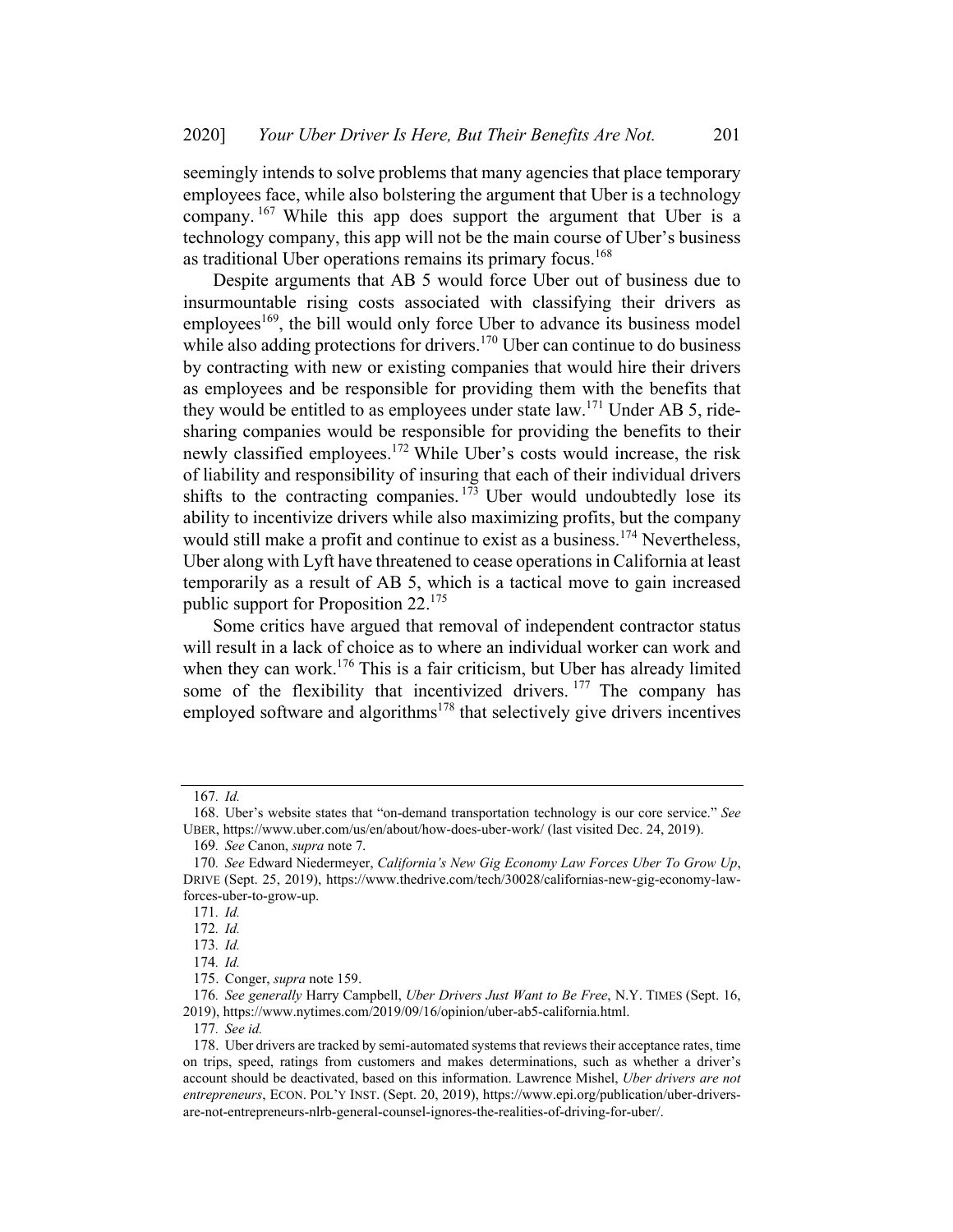seemingly intends to solve problems that many agencies that place temporary employees face, while also bolstering the argument that Uber is a technology company.[167] While this app does support the argument that Uber is a technology company, this app will not be the main course of Uber's business as traditional Uber operations remains its primary focus.[168]

Despite arguments that AB 5 would force Uber out of business due to insurmountable rising costs associated with classifying their drivers as employees[169], the bill would only force Uber to advance its business model while also adding protections for drivers.[170] Uber can continue to do business by contracting with new or existing companies that would hire their drivers as employees and be responsible for providing them with the benefits that they would be entitled to as employees under state law.[171] Under AB 5, ride-sharing companies would be responsible for providing the benefits to their newly classified employees.[172] While Uber's costs would increase, the risk of liability and responsibility of insuring that each of their individual drivers shifts to the contracting companies.[173] Uber would undoubtedly lose its ability to incentivize drivers while also maximizing profits, but the company would still make a profit and continue to exist as a business.[174] Nevertheless, Uber along with Lyft have threatened to cease operations in California at least temporarily as a result of AB 5, which is a tactical move to gain increased public support for Proposition 22.[175]

Some critics have argued that removal of independent contractor status will result in a lack of choice as to where an individual worker can work and when they can work.[176] This is a fair criticism, but Uber has already limited some of the flexibility that incentivized drivers.[177] The company has employed software and algorithms[178] that selectively give drivers incentives

---

167. *Id.*

168. Uber's website states that "on-demand transportation technology is our core service." *See* UBER, https://www.uber.com/us/en/about/how-does-uber-work/ (last visited Dec. 24, 2019).

169. *See* Canon, *supra* note 7.

170. *See* Edward Niedermeyer, *California's New Gig Economy Law Forces Uber To Grow Up*, DRIVE (Sept. 25, 2019), https://www.thedrive.com/tech/30028/californias-new-gig-economy-law-forces-uber-to-grow-up.

171. *Id.*

172. *Id.*

173. *Id.*

174. *Id.*

175. Conger, *supra* note 159.

176. *See generally* Harry Campbell, *Uber Drivers Just Want to Be Free*, N.Y. TIMES (Sept. 16, 2019), https://www.nytimes.com/2019/09/16/opinion/uber-ab5-california.html.

177. *See id.*

178. Uber drivers are tracked by semi-automated systems that reviews their acceptance rates, time on trips, speed, ratings from customers and makes determinations, such as whether a driver's account should be deactivated, based on this information. Lawrence Mishel, *Uber drivers are not entrepreneurs*, ECON. POL'Y INST. (Sept. 20, 2019), https://www.epi.org/publication/uber-drivers-are-not-entrepreneurs-nlrb-general-counsel-ignores-the-realities-of-driving-for-uber/.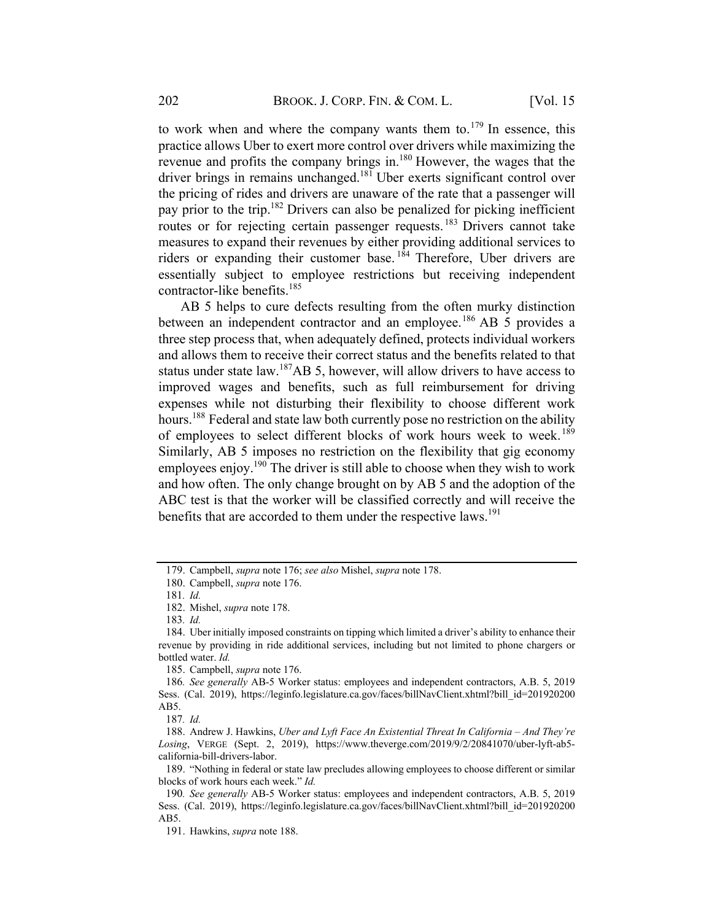to work when and where the company wants them to.[179] In essence, this practice allows Uber to exert more control over drivers while maximizing the revenue and profits the company brings in.[180] However, the wages that the driver brings in remains unchanged.[181] Uber exerts significant control over the pricing of rides and drivers are unaware of the rate that a passenger will pay prior to the trip.[182] Drivers can also be penalized for picking inefficient routes or for rejecting certain passenger requests.[183] Drivers cannot take measures to expand their revenues by either providing additional services to riders or expanding their customer base.[184] Therefore, Uber drivers are essentially subject to employee restrictions but receiving independent contractor-like benefits.[185]

AB 5 helps to cure defects resulting from the often murky distinction between an independent contractor and an employee.[186] AB 5 provides a three step process that, when adequately defined, protects individual workers and allows them to receive their correct status and the benefits related to that status under state law.[187]AB 5, however, will allow drivers to have access to improved wages and benefits, such as full reimbursement for driving expenses while not disturbing their flexibility to choose different work hours.[188] Federal and state law both currently pose no restriction on the ability of employees to select different blocks of work hours week to week.[189] Similarly, AB 5 imposes no restriction on the flexibility that gig economy employees enjoy.[190] The driver is still able to choose when they wish to work and how often. The only change brought on by AB 5 and the adoption of the ABC test is that the worker will be classified correctly and will receive the benefits that are accorded to them under the respective laws.[191]

---

179. Campbell, *supra* note 176; *see also* Mishel, *supra* note 178.

180. Campbell, *supra* note 176.

181. *Id.*

182. Mishel, *supra* note 178.

183. *Id.*

184. Uber initially imposed constraints on tipping which limited a driver's ability to enhance their revenue by providing in ride additional services, including but not limited to phone chargers or bottled water. *Id.*

185. Campbell, *supra* note 176.

186. *See generally* AB-5 Worker status: employees and independent contractors, A.B. 5, 2019 Sess. (Cal. 2019), https://leginfo.legislature.ca.gov/faces/billNavClient.xhtml?bill_id=201920200AB5.

187. *Id.*

188. Andrew J. Hawkins, *Uber and Lyft Face An Existential Threat In California – And They're Losing*, VERGE (Sept. 2, 2019), https://www.theverge.com/2019/9/2/20841070/uber-lyft-ab5-california-bill-drivers-labor.

189. "Nothing in federal or state law precludes allowing employees to choose different or similar blocks of work hours each week." *Id.*

190. *See generally* AB-5 Worker status: employees and independent contractors, A.B. 5, 2019 Sess. (Cal. 2019), https://leginfo.legislature.ca.gov/faces/billNavClient.xhtml?bill_id=201920200AB5.

191. Hawkins, *supra* note 188.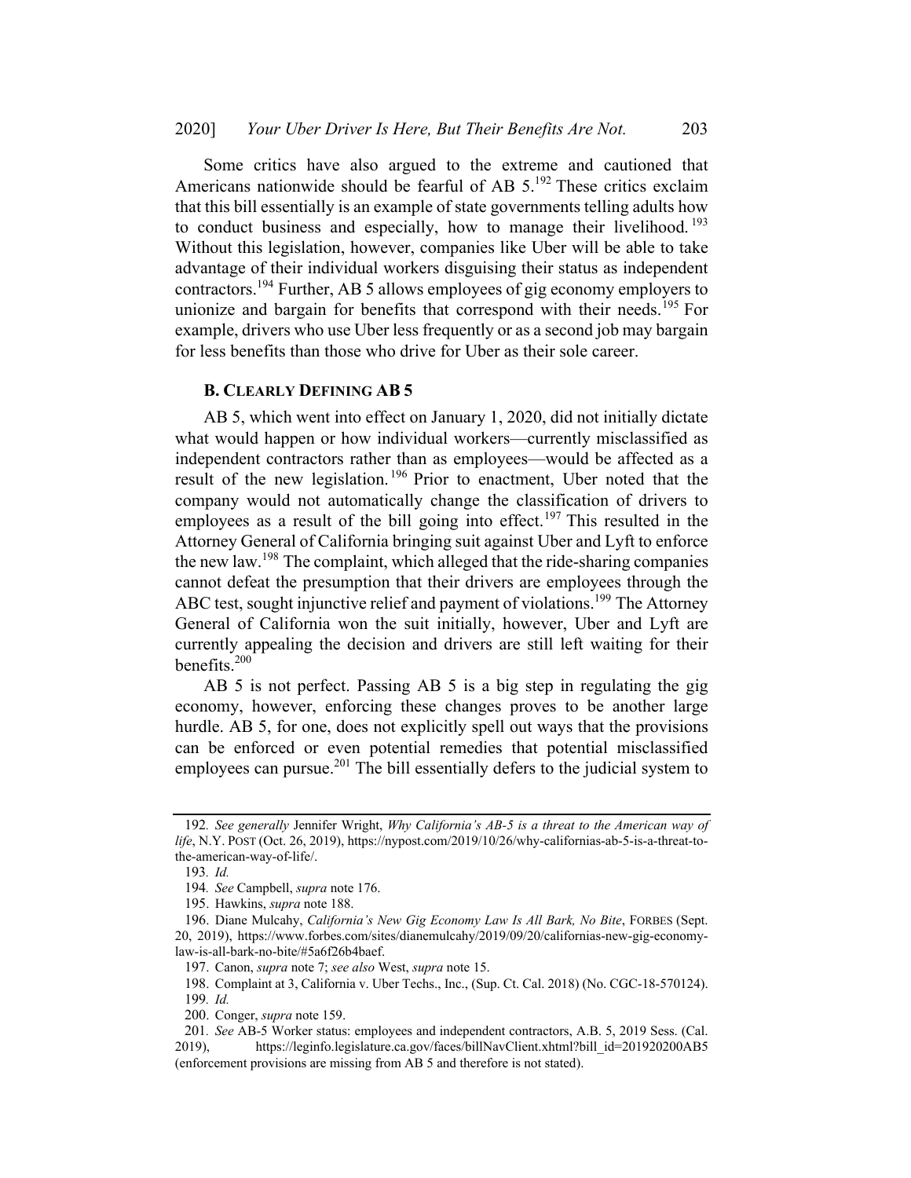Some critics have also argued to the extreme and cautioned that Americans nationwide should be fearful of AB 5.[192] These critics exclaim that this bill essentially is an example of state governments telling adults how to conduct business and especially, how to manage their livelihood.[193] Without this legislation, however, companies like Uber will be able to take advantage of their individual workers disguising their status as independent contractors.[194] Further, AB 5 allows employees of gig economy employers to unionize and bargain for benefits that correspond with their needs.[195] For example, drivers who use Uber less frequently or as a second job may bargain for less benefits than those who drive for Uber as their sole career.

### B. Clearly Defining AB 5

AB 5, which went into effect on January 1, 2020, did not initially dictate what would happen or how individual workers—currently misclassified as independent contractors rather than as employees—would be affected as a result of the new legislation.[196] Prior to enactment, Uber noted that the company would not automatically change the classification of drivers to employees as a result of the bill going into effect.[197] This resulted in the Attorney General of California bringing suit against Uber and Lyft to enforce the new law.[198] The complaint, which alleged that the ride-sharing companies cannot defeat the presumption that their drivers are employees through the ABC test, sought injunctive relief and payment of violations.[199] The Attorney General of California won the suit initially, however, Uber and Lyft are currently appealing the decision and drivers are still left waiting for their benefits.[200]

AB 5 is not perfect. Passing AB 5 is a big step in regulating the gig economy, however, enforcing these changes proves to be another large hurdle. AB 5, for one, does not explicitly spell out ways that the provisions can be enforced or even potential remedies that potential misclassified employees can pursue.[201] The bill essentially defers to the judicial system to

---

192. *See generally* Jennifer Wright, *Why California's AB-5 is a threat to the American way of life*, N.Y. POST (Oct. 26, 2019), https://nypost.com/2019/10/26/why-californias-ab-5-is-a-threat-to-the-american-way-of-life/.

193. *Id.*

194. *See* Campbell, *supra* note 176.

195. Hawkins, *supra* note 188.

196. Diane Mulcahy, *California's New Gig Economy Law Is All Bark, No Bite*, FORBES (Sept. 20, 2019), https://www.forbes.com/sites/dianemulcahy/2019/09/20/californias-new-gig-economy-law-is-all-bark-no-bite/#5a6f26b4baef.

197. Canon, *supra* note 7; *see also* West, *supra* note 15.

198. Complaint at 3, California v. Uber Techs., Inc., (Sup. Ct. Cal. 2018) (No. CGC-18-570124).

199. *Id.*

200. Conger, *supra* note 159.

201. *See* AB-5 Worker status: employees and independent contractors, A.B. 5, 2019 Sess. (Cal. 2019), https://leginfo.legislature.ca.gov/faces/billNavClient.xhtml?bill_id=201920200AB5 (enforcement provisions are missing from AB 5 and therefore is not stated).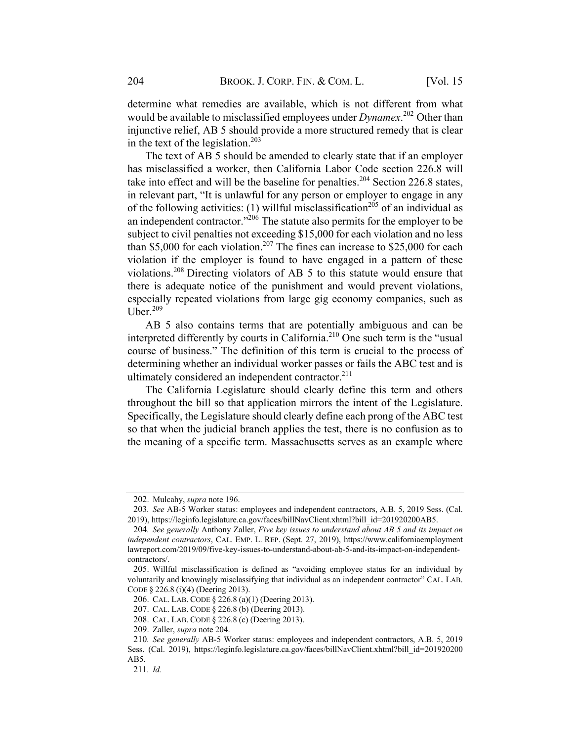determine what remedies are available, which is not different from what would be available to misclassified employees under *Dynamex*.[202] Other than injunctive relief, AB 5 should provide a more structured remedy that is clear in the text of the legislation.[203]

The text of AB 5 should be amended to clearly state that if an employer has misclassified a worker, then California Labor Code section 226.8 will take into effect and will be the baseline for penalties.[204] Section 226.8 states, in relevant part, "It is unlawful for any person or employer to engage in any of the following activities: (1) willful misclassification[205] of an individual as an independent contractor."[206] The statute also permits for the employer to be subject to civil penalties not exceeding $15,000 for each violation and no less than $5,000 for each violation.[207] The fines can increase to $25,000 for each violation if the employer is found to have engaged in a pattern of these violations.[208] Directing violators of AB 5 to this statute would ensure that there is adequate notice of the punishment and would prevent violations, especially repeated violations from large gig economy companies, such as Uber.[209]

AB 5 also contains terms that are potentially ambiguous and can be interpreted differently by courts in California.[210] One such term is the "usual course of business." The definition of this term is crucial to the process of determining whether an individual worker passes or fails the ABC test and is ultimately considered an independent contractor.[211]

The California Legislature should clearly define this term and others throughout the bill so that application mirrors the intent of the Legislature. Specifically, the Legislature should clearly define each prong of the ABC test so that when the judicial branch applies the test, there is no confusion as to the meaning of a specific term. Massachusetts serves as an example where

---

202. Mulcahy, *supra* note 196.

203. *See* AB-5 Worker status: employees and independent contractors, A.B. 5, 2019 Sess. (Cal. 2019), https://leginfo.legislature.ca.gov/faces/billNavClient.xhtml?bill_id=201920200AB5.

204. *See generally* Anthony Zaller, *Five key issues to understand about AB 5 and its impact on independent contractors*, CAL. EMP. L. REP. (Sept. 27, 2019), https://www.californiaemploymentlawreport.com/2019/09/five-key-issues-to-understand-about-ab-5-and-its-impact-on-independent-contractors/.

205. Willful misclassification is defined as "avoiding employee status for an individual by voluntarily and knowingly misclassifying that individual as an independent contractor" CAL. LAB. CODE § 226.8 (i)(4) (Deering 2013).

206. CAL. LAB. CODE § 226.8 (a)(1) (Deering 2013).

207. CAL. LAB. CODE § 226.8 (b) (Deering 2013).

208. CAL. LAB. CODE § 226.8 (c) (Deering 2013).

209. Zaller, *supra* note 204.

210. *See generally* AB-5 Worker status: employees and independent contractors, A.B. 5, 2019 Sess. (Cal. 2019), https://leginfo.legislature.ca.gov/faces/billNavClient.xhtml?bill_id=201920200AB5.

211. *Id.*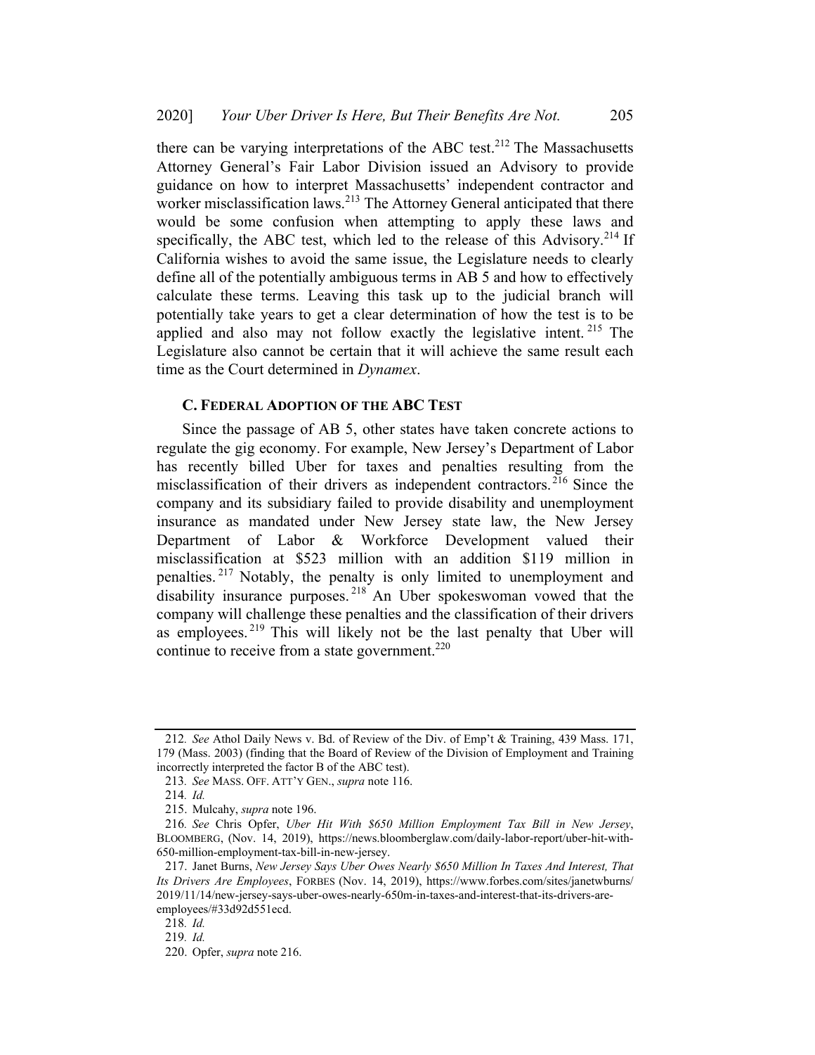there can be varying interpretations of the ABC test.[212] The Massachusetts Attorney General's Fair Labor Division issued an Advisory to provide guidance on how to interpret Massachusetts' independent contractor and worker misclassification laws.[213] The Attorney General anticipated that there would be some confusion when attempting to apply these laws and specifically, the ABC test, which led to the release of this Advisory.[214] If California wishes to avoid the same issue, the Legislature needs to clearly define all of the potentially ambiguous terms in AB 5 and how to effectively calculate these terms. Leaving this task up to the judicial branch will potentially take years to get a clear determination of how the test is to be applied and also may not follow exactly the legislative intent.[215] The Legislature also cannot be certain that it will achieve the same result each time as the Court determined in *Dynamex*.

### C. Federal Adoption of the ABC Test

Since the passage of AB 5, other states have taken concrete actions to regulate the gig economy. For example, New Jersey's Department of Labor has recently billed Uber for taxes and penalties resulting from the misclassification of their drivers as independent contractors.[216] Since the company and its subsidiary failed to provide disability and unemployment insurance as mandated under New Jersey state law, the New Jersey Department of Labor & Workforce Development valued their misclassification at $523 million with an addition $119 million in penalties.[217] Notably, the penalty is only limited to unemployment and disability insurance purposes.[218] An Uber spokeswoman vowed that the company will challenge these penalties and the classification of their drivers as employees.[219] This will likely not be the last penalty that Uber will continue to receive from a state government.[220]

---

212. *See* Athol Daily News v. Bd. of Review of the Div. of Emp't & Training, 439 Mass. 171, 179 (Mass. 2003) (finding that the Board of Review of the Division of Employment and Training incorrectly interpreted the factor B of the ABC test).

213. *See* MASS. OFF. ATT'Y GEN., *supra* note 116.

214. *Id.*

215. Mulcahy, *supra* note 196.

216. *See* Chris Opfer, *Uber Hit With $650 Million Employment Tax Bill in New Jersey*, BLOOMBERG, (Nov. 14, 2019), https://news.bloomberglaw.com/daily-labor-report/uber-hit-with-650-million-employment-tax-bill-in-new-jersey.

217. Janet Burns, *New Jersey Says Uber Owes Nearly $650 Million In Taxes And Interest, That Its Drivers Are Employees*, FORBES (Nov. 14, 2019), https://www.forbes.com/sites/janetwburns/2019/11/14/new-jersey-says-uber-owes-nearly-650m-in-taxes-and-interest-that-its-drivers-are-employees/#33d92d551ecd.

218. *Id.*

219. *Id.*

220. Opfer, *supra* note 216.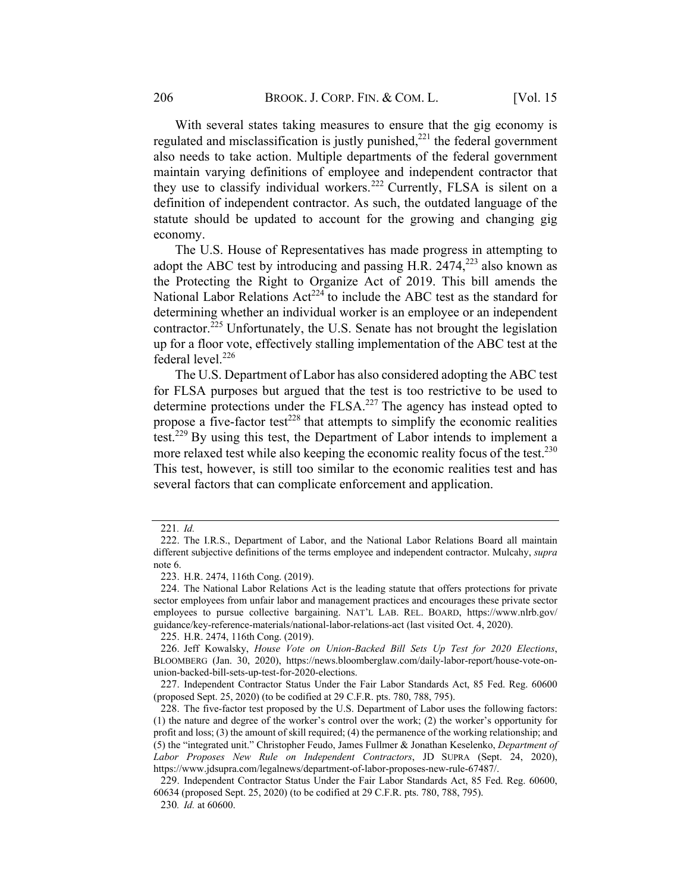With several states taking measures to ensure that the gig economy is regulated and misclassification is justly punished,[221] the federal government also needs to take action. Multiple departments of the federal government maintain varying definitions of employee and independent contractor that they use to classify individual workers.[222] Currently, FLSA is silent on a definition of independent contractor. As such, the outdated language of the statute should be updated to account for the growing and changing gig economy.

The U.S. House of Representatives has made progress in attempting to adopt the ABC test by introducing and passing H.R. 2474,[223] also known as the Protecting the Right to Organize Act of 2019. This bill amends the National Labor Relations Act[224] to include the ABC test as the standard for determining whether an individual worker is an employee or an independent contractor.[225] Unfortunately, the U.S. Senate has not brought the legislation up for a floor vote, effectively stalling implementation of the ABC test at the federal level.[226]

The U.S. Department of Labor has also considered adopting the ABC test for FLSA purposes but argued that the test is too restrictive to be used to determine protections under the FLSA.[227] The agency has instead opted to propose a five-factor test[228] that attempts to simplify the economic realities test.[229] By using this test, the Department of Labor intends to implement a more relaxed test while also keeping the economic reality focus of the test.[230] This test, however, is still too similar to the economic realities test and has several factors that can complicate enforcement and application.

---

221. *Id.*

222. The I.R.S., Department of Labor, and the National Labor Relations Board all maintain different subjective definitions of the terms employee and independent contractor. Mulcahy, *supra* note 6.

223. H.R. 2474, 116th Cong. (2019).

224. The National Labor Relations Act is the leading statute that offers protections for private sector employees from unfair labor and management practices and encourages these private sector employees to pursue collective bargaining. NAT'L LAB. REL. BOARD, https://www.nlrb.gov/guidance/key-reference-materials/national-labor-relations-act (last visited Oct. 4, 2020).

225. H.R. 2474, 116th Cong. (2019).

226. Jeff Kowalsky, *House Vote on Union-Backed Bill Sets Up Test for 2020 Elections*, BLOOMBERG (Jan. 30, 2020), https://news.bloomberglaw.com/daily-labor-report/house-vote-on-union-backed-bill-sets-up-test-for-2020-elections.

227. Independent Contractor Status Under the Fair Labor Standards Act, 85 Fed. Reg. 60600 (proposed Sept. 25, 2020) (to be codified at 29 C.F.R. pts. 780, 788, 795).

228. The five-factor test proposed by the U.S. Department of Labor uses the following factors: (1) the nature and degree of the worker's control over the work; (2) the worker's opportunity for profit and loss; (3) the amount of skill required; (4) the permanence of the working relationship; and (5) the "integrated unit." Christopher Feudo, James Fullmer & Jonathan Keselenko, *Department of Labor Proposes New Rule on Independent Contractors*, JD SUPRA (Sept. 24, 2020), https://www.jdsupra.com/legalnews/department-of-labor-proposes-new-rule-67487/.

229. Independent Contractor Status Under the Fair Labor Standards Act, 85 Fed. Reg. 60600, 60634 (proposed Sept. 25, 2020) (to be codified at 29 C.F.R. pts. 780, 788, 795).

230. *Id.* at 60600.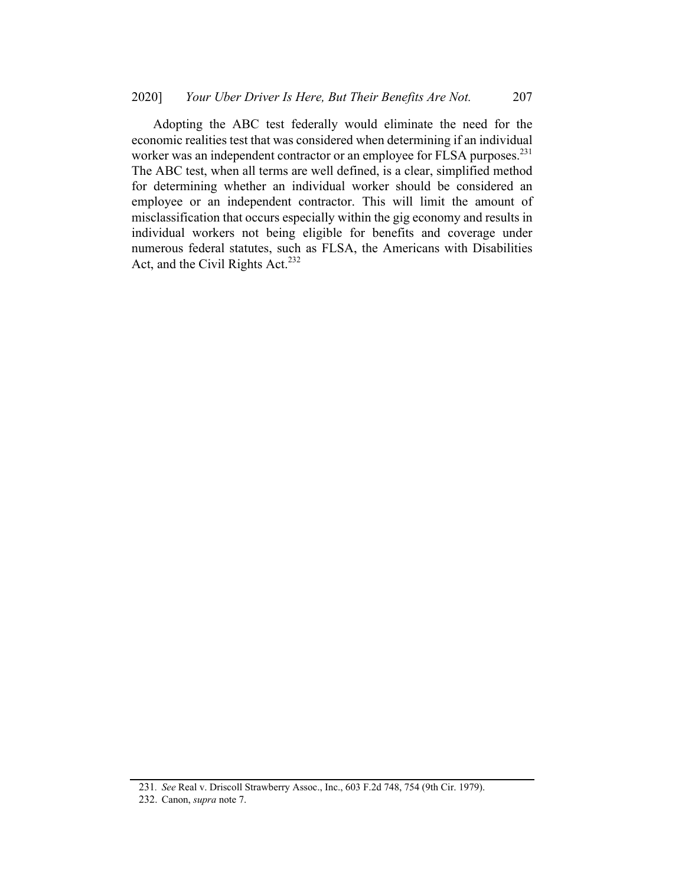Adopting the ABC test federally would eliminate the need for the economic realities test that was considered when determining if an individual worker was an independent contractor or an employee for FLSA purposes.[231] The ABC test, when all terms are well defined, is a clear, simplified method for determining whether an individual worker should be considered an employee or an independent contractor. This will limit the amount of misclassification that occurs especially within the gig economy and results in individual workers not being eligible for benefits and coverage under numerous federal statutes, such as FLSA, the Americans with Disabilities Act, and the Civil Rights Act.[232]

---

231. *See* Real v. Driscoll Strawberry Assoc., Inc., 603 F.2d 748, 754 (9th Cir. 1979).

232. Canon, *supra* note 7.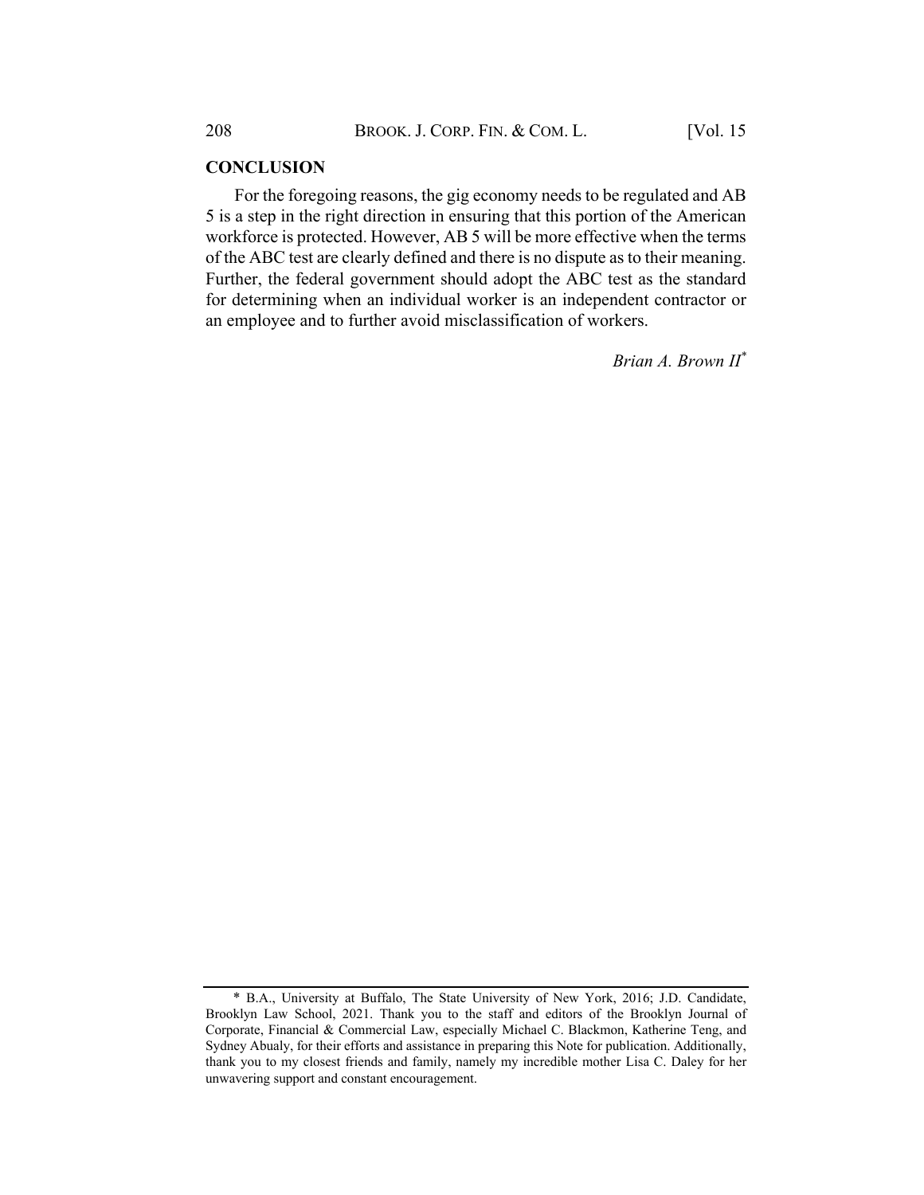## CONCLUSION

For the foregoing reasons, the gig economy needs to be regulated and AB 5 is a step in the right direction in ensuring that this portion of the American workforce is protected. However, AB 5 will be more effective when the terms of the ABC test are clearly defined and there is no dispute as to their meaning. Further, the federal government should adopt the ABC test as the standard for determining when an individual worker is an independent contractor or an employee and to further avoid misclassification of workers.

*Brian A. Brown II*[*]

---

[*] B.A., University at Buffalo, The State University of New York, 2016; J.D. Candidate, Brooklyn Law School, 2021. Thank you to the staff and editors of the Brooklyn Journal of Corporate, Financial & Commercial Law, especially Michael C. Blackmon, Katherine Teng, and Sydney Abualy, for their efforts and assistance in preparing this Note for publication. Additionally, thank you to my closest friends and family, namely my incredible mother Lisa C. Daley for her unwavering support and constant encouragement.